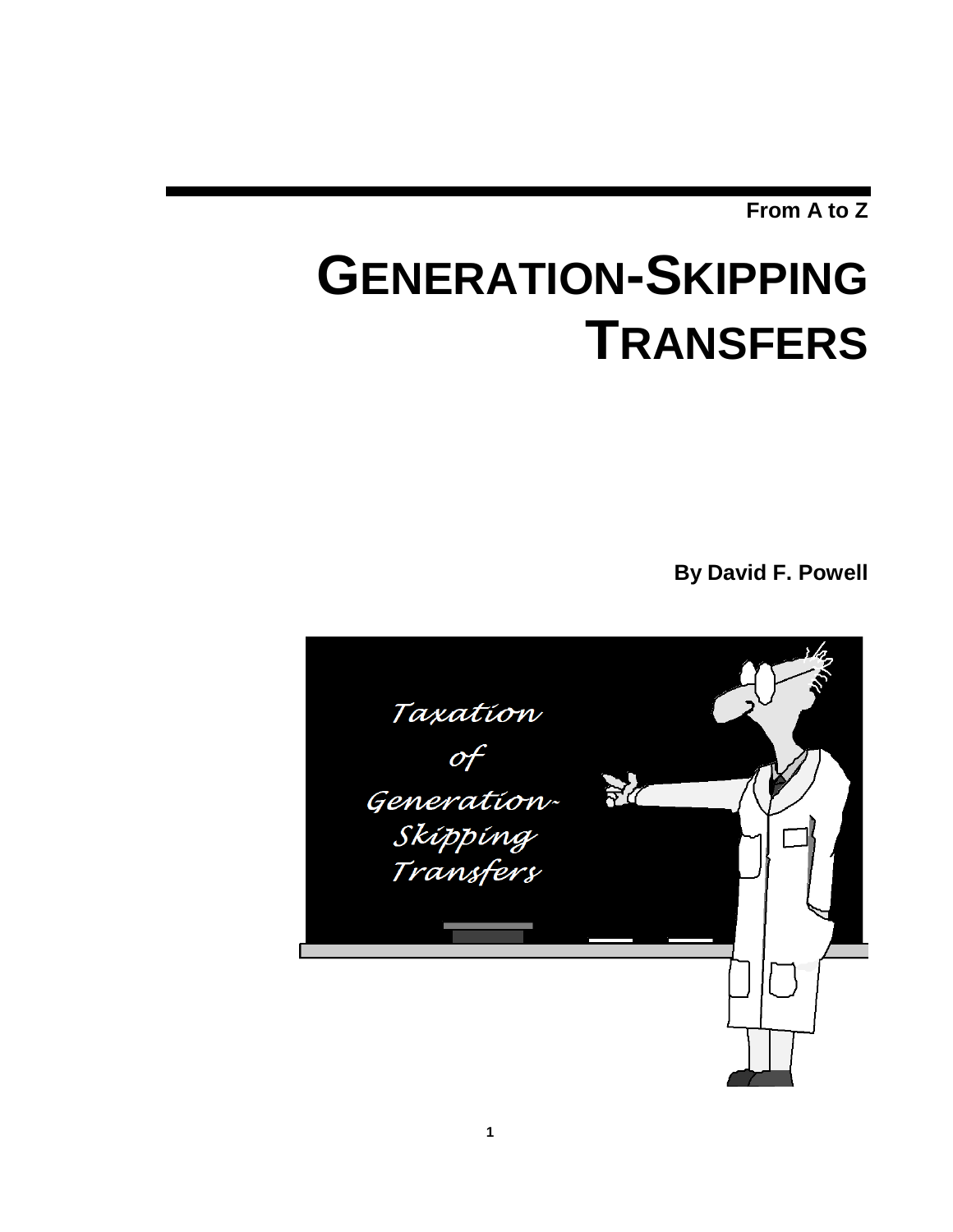From A to Z

# GENERATION-SKIPPING TRANSFERS

**By David F. Powell**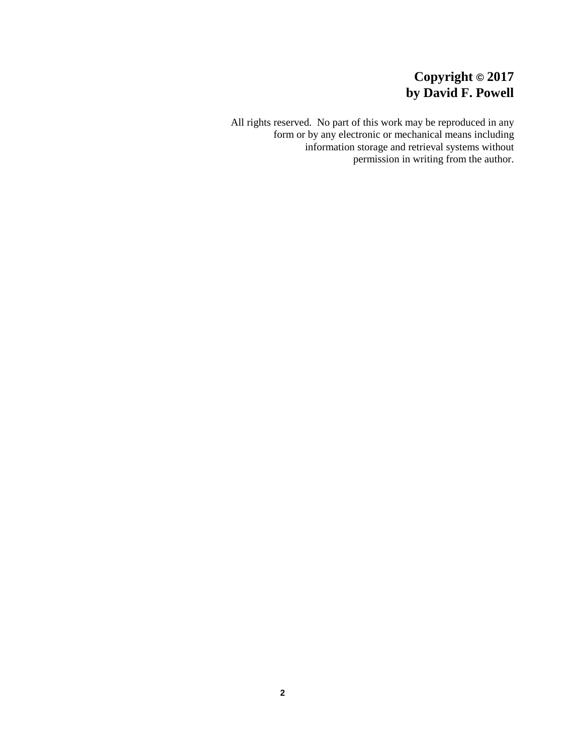**Copyright © 2017**
**by David F. Powell**

All rights reserved. No part of this work may be reproduced in any form or by any electronic or mechanical means including information storage and retrieval systems without permission in writing from the author.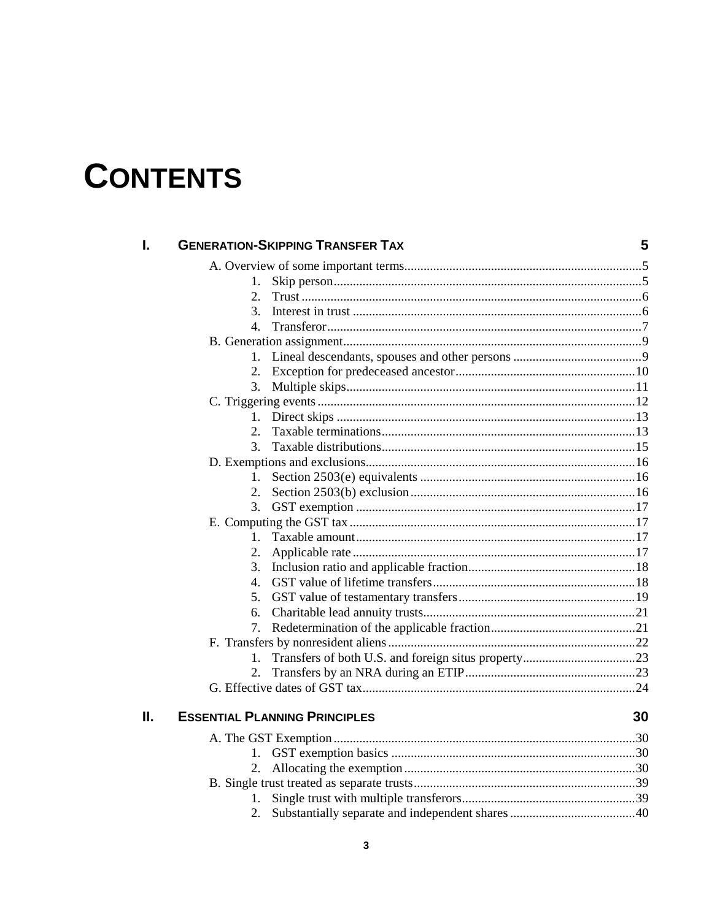# CONTENTS

**I. GENERATION-SKIPPING TRANSFER TAX — 5**

- A. Overview of some important terms — 5
  1. Skip person — 5
  2. Trust — 6
  3. Interest in trust — 6
  4. Transferor — 7
- B. Generation assignment — 9
  1. Lineal descendants, spouses and other persons — 9
  2. Exception for predeceased ancestor — 10
  3. Multiple skips — 11
- C. Triggering events — 12
  1. Direct skips — 13
  2. Taxable terminations — 13
  3. Taxable distributions — 15
- D. Exemptions and exclusions — 16
  1. Section 2503(e) equivalents — 16
  2. Section 2503(b) exclusion — 16
  3. GST exemption — 17
- E. Computing the GST tax — 17
  1. Taxable amount — 17
  2. Applicable rate — 17
  3. Inclusion ratio and applicable fraction — 18
  4. GST value of lifetime transfers — 18
  5. GST value of testamentary transfers — 19
  6. Charitable lead annuity trusts — 21
  7. Redetermination of the applicable fraction — 21
- F. Transfers by nonresident aliens — 22
  1. Transfers of both U.S. and foreign situs property — 23
  2. Transfers by an NRA during an ETIP — 23
- G. Effective dates of GST tax — 24

**II. ESSENTIAL PLANNING PRINCIPLES — 30**

- A. The GST Exemption — 30
  1. GST exemption basics — 30
  2. Allocating the exemption — 30
- B. Single trust treated as separate trusts — 39
  1. Single trust with multiple transferors — 39
  2. Substantially separate and independent shares — 40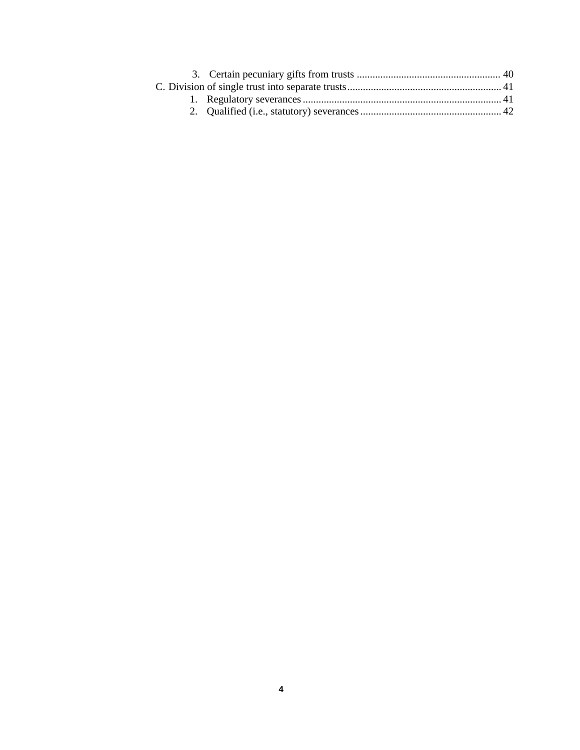3. Certain pecuniary gifts from trusts ........................................................ 40

C. Division of single trust into separate trusts ........................................................... 41

1. Regulatory severances ........................................................................... 41
2. Qualified (i.e., statutory) severances ...................................................... 42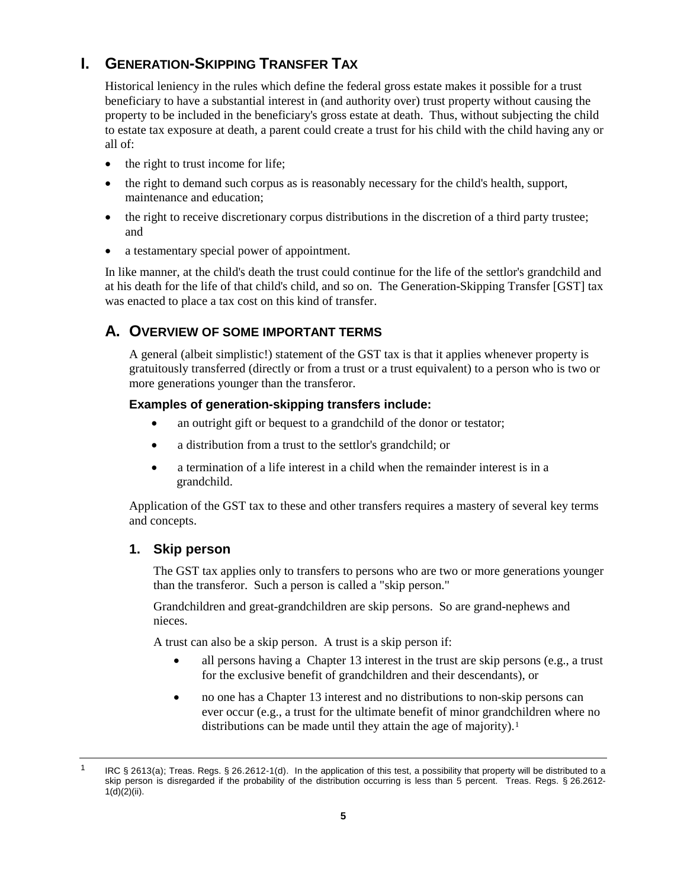# I. GENERATION-SKIPPING TRANSFER TAX

Historical leniency in the rules which define the federal gross estate makes it possible for a trust beneficiary to have a substantial interest in (and authority over) trust property without causing the property to be included in the beneficiary's gross estate at death. Thus, without subjecting the child to estate tax exposure at death, a parent could create a trust for his child with the child having any or all of:

- the right to trust income for life;
- the right to demand such corpus as is reasonably necessary for the child's health, support, maintenance and education;
- the right to receive discretionary corpus distributions in the discretion of a third party trustee; and
- a testamentary special power of appointment.

In like manner, at the child's death the trust could continue for the life of the settlor's grandchild and at his death for the life of that child's child, and so on. The Generation-Skipping Transfer [GST] tax was enacted to place a tax cost on this kind of transfer.

## A. OVERVIEW OF SOME IMPORTANT TERMS

A general (albeit simplistic!) statement of the GST tax is that it applies whenever property is gratuitously transferred (directly or from a trust or a trust equivalent) to a person who is two or more generations younger than the transferor.

**Examples of generation-skipping transfers include:**

- an outright gift or bequest to a grandchild of the donor or testator;
- a distribution from a trust to the settlor's grandchild; or
- a termination of a life interest in a child when the remainder interest is in a grandchild.

Application of the GST tax to these and other transfers requires a mastery of several key terms and concepts.

### 1. Skip person

The GST tax applies only to transfers to persons who are two or more generations younger than the transferor. Such a person is called a "skip person."

Grandchildren and great-grandchildren are skip persons. So are grand-nephews and nieces.

A trust can also be a skip person. A trust is a skip person if:

- all persons having a Chapter 13 interest in the trust are skip persons (e.g., a trust for the exclusive benefit of grandchildren and their descendants), or
- no one has a Chapter 13 interest and no distributions to non-skip persons can ever occur (e.g., a trust for the ultimate benefit of minor grandchildren where no distributions can be made until they attain the age of majority).[1]

---

[1] IRC § 2613(a); Treas. Regs. § 26.2612-1(d). In the application of this test, a possibility that property will be distributed to a skip person is disregarded if the probability of the distribution occurring is less than 5 percent. Treas. Regs. § 26.2612-1(d)(2)(ii).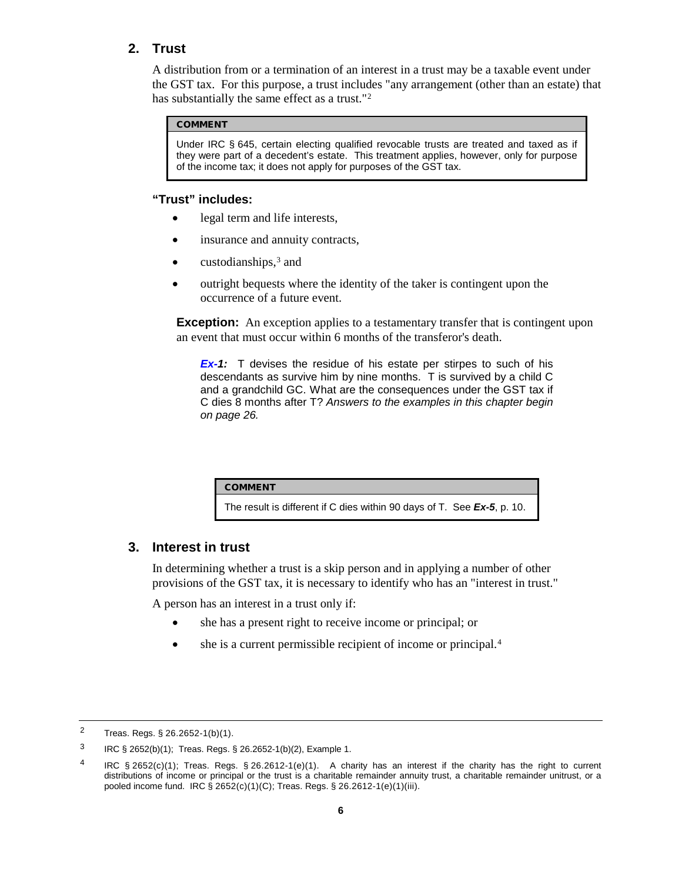## 2. Trust

A distribution from or a termination of an interest in a trust may be a taxable event under the GST tax. For this purpose, a trust includes "any arrangement (other than an estate) that has substantially the same effect as a trust."[2]

> **COMMENT**
>
> Under IRC § 645, certain electing qualified revocable trusts are treated and taxed as if they were part of a decedent's estate. This treatment applies, however, only for purpose of the income tax; it does not apply for purposes of the GST tax.

### "Trust" includes:

- legal term and life interests,
- insurance and annuity contracts,
- custodianships,[3] and
- outright bequests where the identity of the taker is contingent upon the occurrence of a future event.

**Exception:** An exception applies to a testamentary transfer that is contingent upon an event that must occur within 6 months of the transferor's death.

> ***Ex-1:*** T devises the residue of his estate per stirpes to such of his descendants as survive him by nine months. T is survived by a child C and a grandchild GC. What are the consequences under the GST tax if C dies 8 months after T? *Answers to the examples in this chapter begin on page 26.*

> **COMMENT**
>
> The result is different if C dies within 90 days of T. See ***Ex-5***, p. 10.

## 3. Interest in trust

In determining whether a trust is a skip person and in applying a number of other provisions of the GST tax, it is necessary to identify who has an "interest in trust."

A person has an interest in a trust only if:

- she has a present right to receive income or principal; or
- she is a current permissible recipient of income or principal.[4]

---

[2] Treas. Regs. § 26.2652-1(b)(1).

[3] IRC § 2652(b)(1); Treas. Regs. § 26.2652-1(b)(2), Example 1.

[4] IRC § 2652(c)(1); Treas. Regs. § 26.2612-1(e)(1). A charity has an interest if the charity has the right to current distributions of income or principal or the trust is a charitable remainder annuity trust, a charitable remainder unitrust, or a pooled income fund. IRC § 2652(c)(1)(C); Treas. Regs. § 26.2612-1(e)(1)(iii).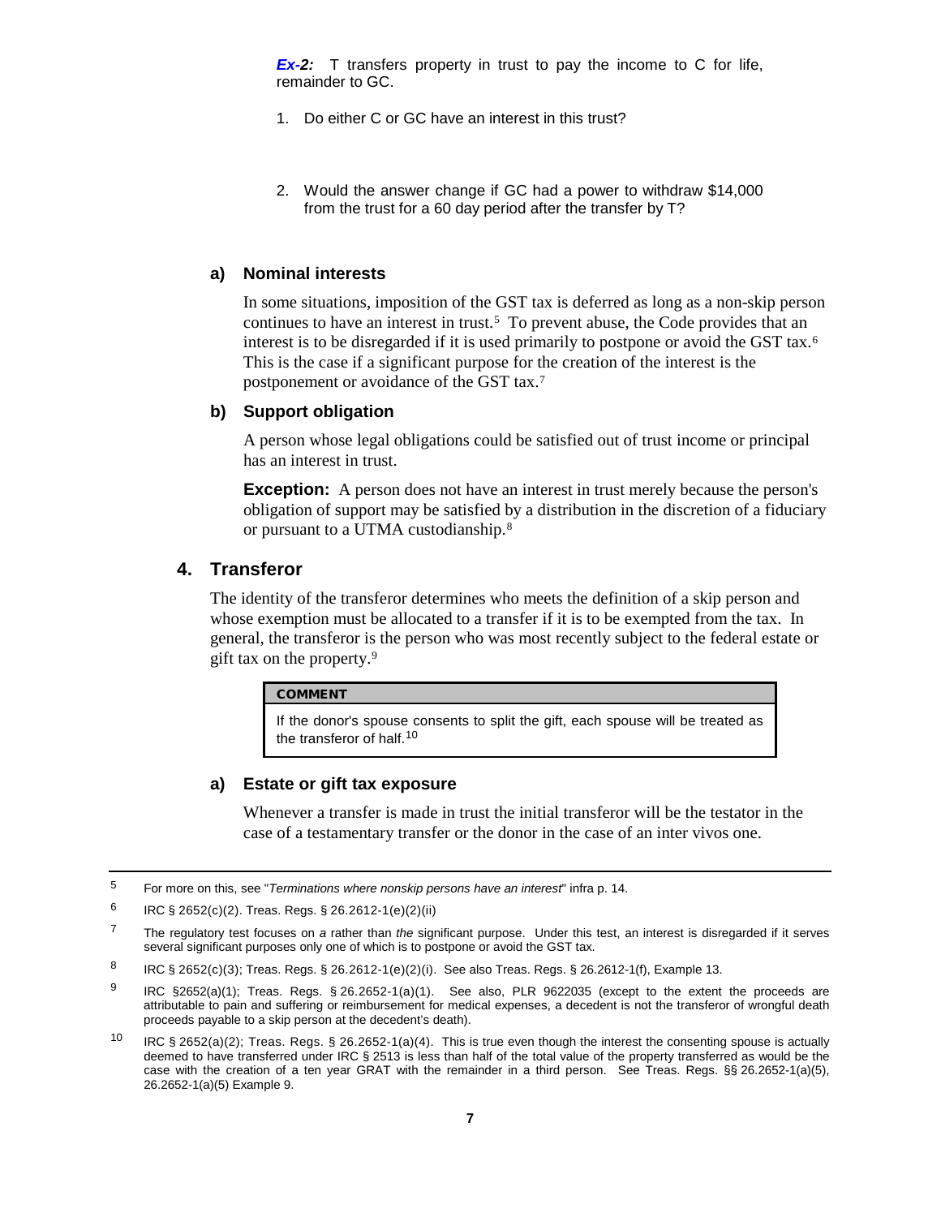***Ex-2:*** T transfers property in trust to pay the income to C for life, remainder to GC.

1. Do either C or GC have an interest in this trust?

2. Would the answer change if GC had a power to withdraw $14,000 from the trust for a 60 day period after the transfer by T?

### a) Nominal interests

In some situations, imposition of the GST tax is deferred as long as a non-skip person continues to have an interest in trust.[5] To prevent abuse, the Code provides that an interest is to be disregarded if it is used primarily to postpone or avoid the GST tax.[6] This is the case if a significant purpose for the creation of the interest is the postponement or avoidance of the GST tax.[7]

### b) Support obligation

A person whose legal obligations could be satisfied out of trust income or principal has an interest in trust.

**Exception:** A person does not have an interest in trust merely because the person's obligation of support may be satisfied by a distribution in the discretion of a fiduciary or pursuant to a UTMA custodianship.[8]

## 4. Transferor

The identity of the transferor determines who meets the definition of a skip person and whose exemption must be allocated to a transfer if it is to be exempted from the tax. In general, the transferor is the person who was most recently subject to the federal estate or gift tax on the property.[9]

> **COMMENT**
>
> If the donor's spouse consents to split the gift, each spouse will be treated as the transferor of half.[10]

### a) Estate or gift tax exposure

Whenever a transfer is made in trust the initial transferor will be the testator in the case of a testamentary transfer or the donor in the case of an inter vivos one.

---

[5] For more on this, see "*Terminations where nonskip persons have an interest*" infra p. 14.

[6] IRC § 2652(c)(2). Treas. Regs. § 26.2612-1(e)(2)(ii)

[7] The regulatory test focuses on *a* rather than *the* significant purpose. Under this test, an interest is disregarded if it serves several significant purposes only one of which is to postpone or avoid the GST tax.

[8] IRC § 2652(c)(3); Treas. Regs. § 26.2612-1(e)(2)(i). See also Treas. Regs. § 26.2612-1(f), Example 13.

[9] IRC §2652(a)(1); Treas. Regs. § 26.2652-1(a)(1). See also, PLR 9622035 (except to the extent the proceeds are attributable to pain and suffering or reimbursement for medical expenses, a decedent is not the transferor of wrongful death proceeds payable to a skip person at the decedent's death).

[10] IRC § 2652(a)(2); Treas. Regs. § 26.2652-1(a)(4). This is true even though the interest the consenting spouse is actually deemed to have transferred under IRC § 2513 is less than half of the total value of the property transferred as would be the case with the creation of a ten year GRAT with the remainder in a third person. See Treas. Regs. §§ 26.2652-1(a)(5), 26.2652-1(a)(5) Example 9.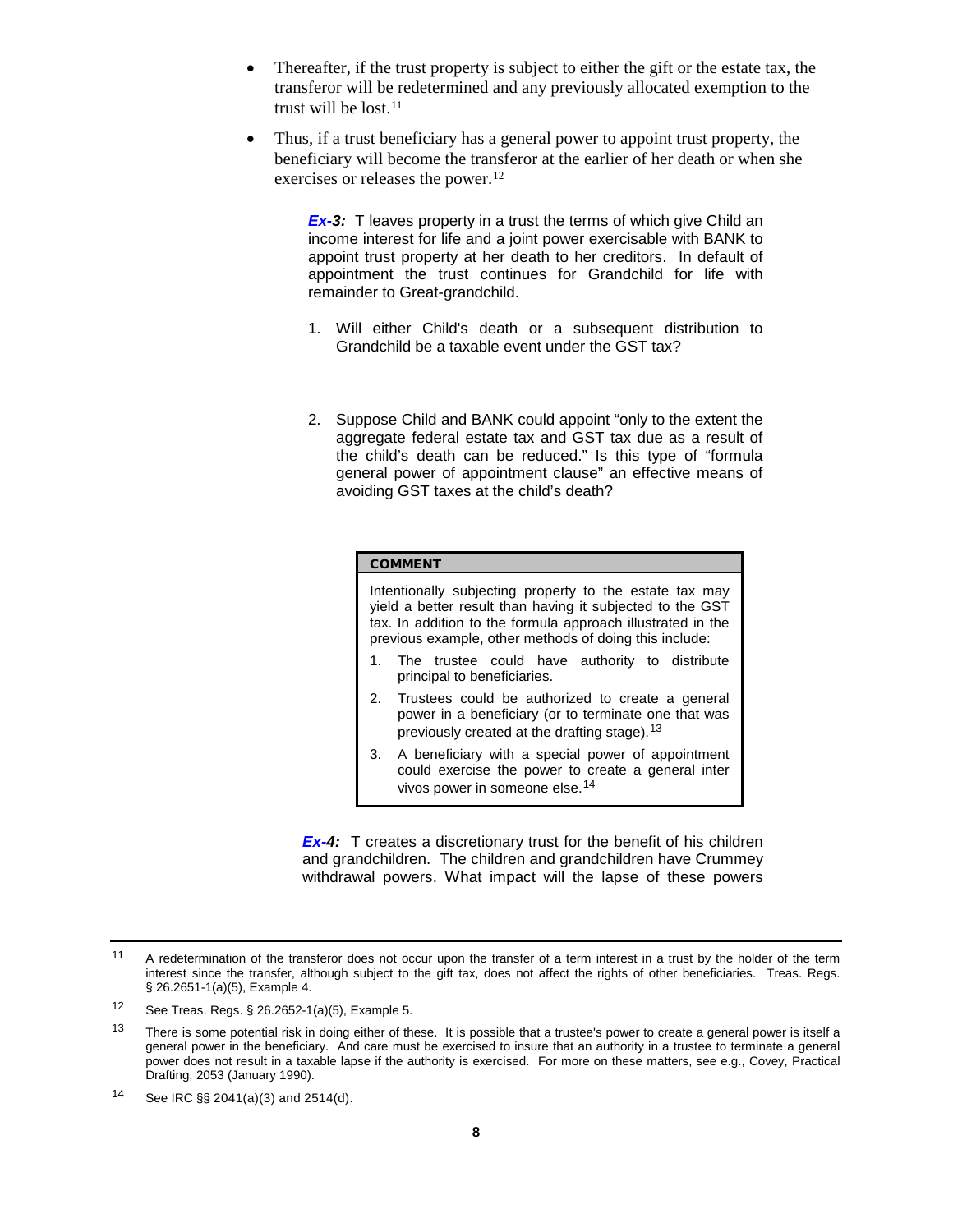- Thereafter, if the trust property is subject to either the gift or the estate tax, the transferor will be redetermined and any previously allocated exemption to the trust will be lost.[11]

- Thus, if a trust beneficiary has a general power to appoint trust property, the beneficiary will become the transferor at the earlier of her death or when she exercises or releases the power.[12]

> ***Ex-3:*** T leaves property in a trust the terms of which give Child an income interest for life and a joint power exercisable with BANK to appoint trust property at her death to her creditors. In default of appointment the trust continues for Grandchild for life with remainder to Great-grandchild.
>
> 1. Will either Child's death or a subsequent distribution to Grandchild be a taxable event under the GST tax?
>
> 2. Suppose Child and BANK could appoint "only to the extent the aggregate federal estate tax and GST tax due as a result of the child's death can be reduced." Is this type of "formula general power of appointment clause" an effective means of avoiding GST taxes at the child's death?

> **COMMENT**
>
> Intentionally subjecting property to the estate tax may yield a better result than having it subjected to the GST tax. In addition to the formula approach illustrated in the previous example, other methods of doing this include:
>
> 1. The trustee could have authority to distribute principal to beneficiaries.
> 2. Trustees could be authorized to create a general power in a beneficiary (or to terminate one that was previously created at the drafting stage).[13]
> 3. A beneficiary with a special power of appointment could exercise the power to create a general inter vivos power in someone else.[14]

> ***Ex-4:*** T creates a discretionary trust for the benefit of his children and grandchildren. The children and grandchildren have Crummey withdrawal powers. What impact will the lapse of these powers

---

[11] A redetermination of the transferor does not occur upon the transfer of a term interest in a trust by the holder of the term interest since the transfer, although subject to the gift tax, does not affect the rights of other beneficiaries. Treas. Regs. § 26.2651-1(a)(5), Example 4.

[12] See Treas. Regs. § 26.2652-1(a)(5), Example 5.

[13] There is some potential risk in doing either of these. It is possible that a trustee's power to create a general power is itself a general power in the beneficiary. And care must be exercised to insure that an authority in a trustee to terminate a general power does not result in a taxable lapse if the authority is exercised. For more on these matters, see e.g., Covey, Practical Drafting, 2053 (January 1990).

[14] See IRC §§ 2041(a)(3) and 2514(d).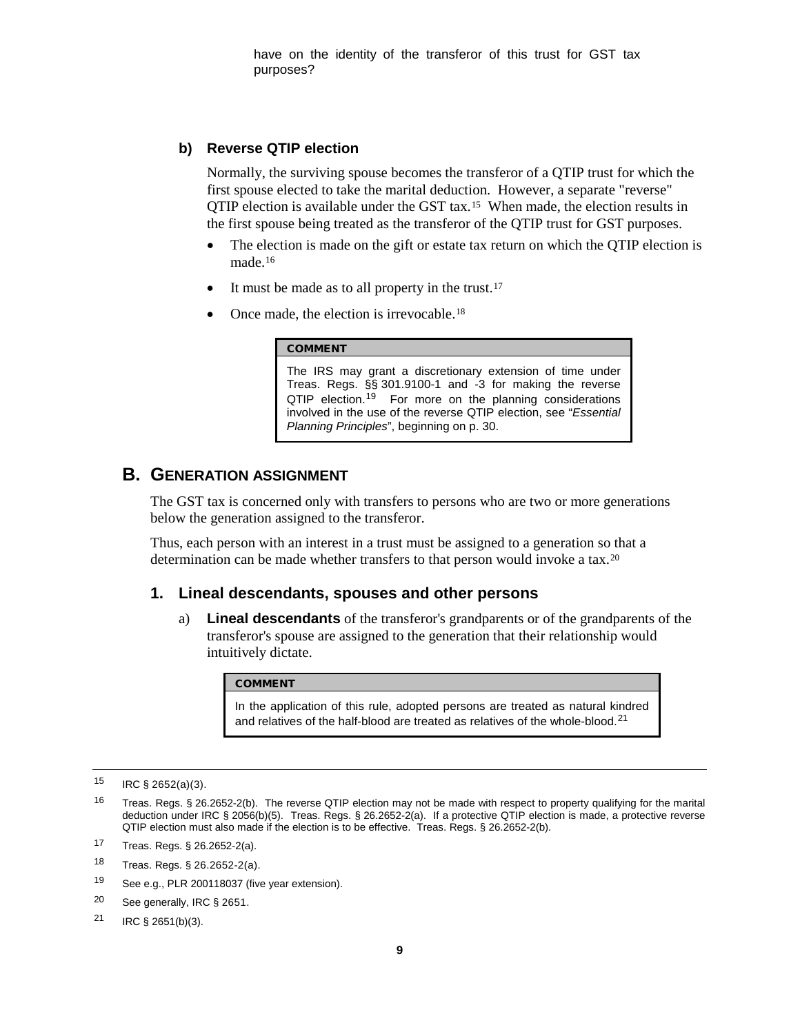have on the identity of the transferor of this trust for GST tax purposes?

#### b) Reverse QTIP election

Normally, the surviving spouse becomes the transferor of a QTIP trust for which the first spouse elected to take the marital deduction. However, a separate "reverse" QTIP election is available under the GST tax.[15] When made, the election results in the first spouse being treated as the transferor of the QTIP trust for GST purposes.

- The election is made on the gift or estate tax return on which the QTIP election is made.[16]
- It must be made as to all property in the trust.[17]
- Once made, the election is irrevocable.[18]

> **COMMENT**
>
> The IRS may grant a discretionary extension of time under Treas. Regs. §§ 301.9100-1 and -3 for making the reverse QTIP election.[19] For more on the planning considerations involved in the use of the reverse QTIP election, see "*Essential Planning Principles*", beginning on p. 30.

## B. GENERATION ASSIGNMENT

The GST tax is concerned only with transfers to persons who are two or more generations below the generation assigned to the transferor.

Thus, each person with an interest in a trust must be assigned to a generation so that a determination can be made whether transfers to that person would invoke a tax.[20]

### 1. Lineal descendants, spouses and other persons

a) **Lineal descendants** of the transferor's grandparents or of the grandparents of the transferor's spouse are assigned to the generation that their relationship would intuitively dictate.

> **COMMENT**
>
> In the application of this rule, adopted persons are treated as natural kindred and relatives of the half-blood are treated as relatives of the whole-blood.[21]

---

[15] IRC § 2652(a)(3).

[16] Treas. Regs. § 26.2652-2(b). The reverse QTIP election may not be made with respect to property qualifying for the marital deduction under IRC § 2056(b)(5). Treas. Regs. § 26.2652-2(a). If a protective QTIP election is made, a protective reverse QTIP election must also made if the election is to be effective. Treas. Regs. § 26.2652-2(b).

[17] Treas. Regs. § 26.2652-2(a).

[18] Treas. Regs. § 26.2652-2(a).

[19] See e.g., PLR 200118037 (five year extension).

[20] See generally, IRC § 2651.

[21] IRC § 2651(b)(3).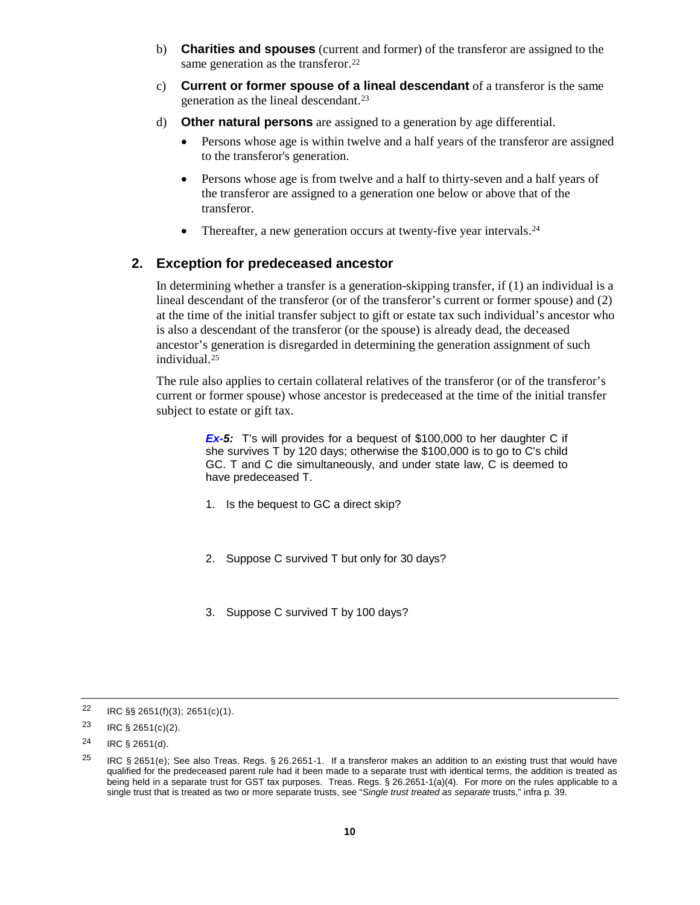b) **Charities and spouses** (current and former) of the transferor are assigned to the same generation as the transferor.[22]

c) **Current or former spouse of a lineal descendant** of a transferor is the same generation as the lineal descendant.[23]

d) **Other natural persons** are assigned to a generation by age differential.

- Persons whose age is within twelve and a half years of the transferor are assigned to the transferor's generation.
- Persons whose age is from twelve and a half to thirty-seven and a half years of the transferor are assigned to a generation one below or above that of the transferor.
- Thereafter, a new generation occurs at twenty-five year intervals.[24]

## 2. Exception for predeceased ancestor

In determining whether a transfer is a generation-skipping transfer, if (1) an individual is a lineal descendant of the transferor (or of the transferor's current or former spouse) and (2) at the time of the initial transfer subject to gift or estate tax such individual's ancestor who is also a descendant of the transferor (or the spouse) is already dead, the deceased ancestor's generation is disregarded in determining the generation assignment of such individual.[25]

The rule also applies to certain collateral relatives of the transferor (or of the transferor's current or former spouse) whose ancestor is predeceased at the time of the initial transfer subject to estate or gift tax.

> ***Ex-5:*** T's will provides for a bequest of $100,000 to her daughter C if she survives T by 120 days; otherwise the $100,000 is to go to C's child GC. T and C die simultaneously, and under state law, C is deemed to have predeceased T.
>
> 1. Is the bequest to GC a direct skip?
>
> 2. Suppose C survived T but only for 30 days?
>
> 3. Suppose C survived T by 100 days?

---

[22] IRC §§ 2651(f)(3); 2651(c)(1).

[23] IRC § 2651(c)(2).

[24] IRC § 2651(d).

[25] IRC § 2651(e); See also Treas. Regs. § 26.2651-1. If a transferor makes an addition to an existing trust that would have qualified for the predeceased parent rule had it been made to a separate trust with identical terms, the addition is treated as being held in a separate trust for GST tax purposes. Treas. Regs. § 26.2651-1(a)(4). For more on the rules applicable to a single trust that is treated as two or more separate trusts, see "*Single trust treated as separate* trusts," infra p. 39.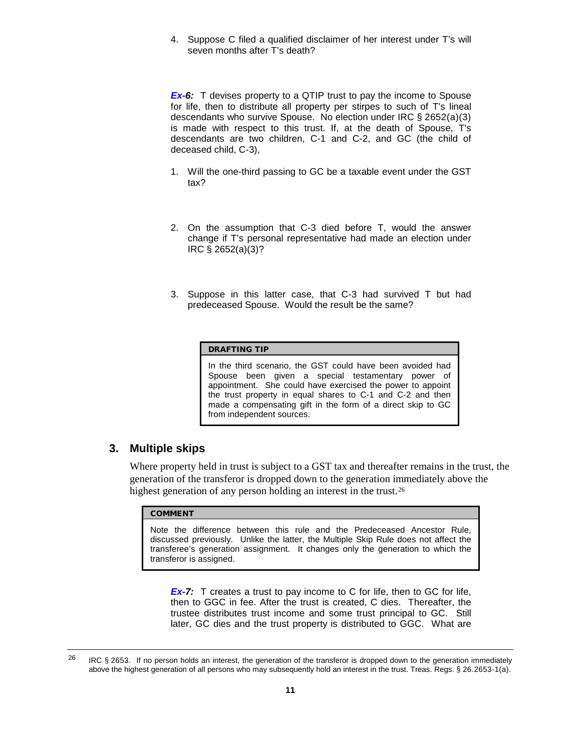4. Suppose C filed a qualified disclaimer of her interest under T's will seven months after T's death?

***Ex-6:*** T devises property to a QTIP trust to pay the income to Spouse for life, then to distribute all property per stirpes to such of T's lineal descendants who survive Spouse. No election under IRC § 2652(a)(3) is made with respect to this trust. If, at the death of Spouse, T's descendants are two children, C-1 and C-2, and GC (the child of deceased child, C-3),

1. Will the one-third passing to GC be a taxable event under the GST tax?

2. On the assumption that C-3 died before T, would the answer change if T's personal representative had made an election under IRC § 2652(a)(3)?

3. Suppose in this latter case, that C-3 had survived T but had predeceased Spouse. Would the result be the same?

> **DRAFTING TIP**
>
> In the third scenario, the GST could have been avoided had Spouse been given a special testamentary power of appointment. She could have exercised the power to appoint the trust property in equal shares to C-1 and C-2 and then made a compensating gift in the form of a direct skip to GC from independent sources.

### 3. Multiple skips

Where property held in trust is subject to a GST tax and thereafter remains in the trust, the generation of the transferor is dropped down to the generation immediately above the highest generation of any person holding an interest in the trust.[26]

> **COMMENT**
>
> Note the difference between this rule and the Predeceased Ancestor Rule, discussed previously. Unlike the latter, the Multiple Skip Rule does not affect the transferee's generation assignment. It changes only the generation to which the transferor is assigned.

***Ex-7:*** T creates a trust to pay income to C for life, then to GC for life, then to GGC in fee. After the trust is created, C dies. Thereafter, the trustee distributes trust income and some trust principal to GC. Still later, GC dies and the trust property is distributed to GGC. What are

---

[26] IRC § 2653. If no person holds an interest, the generation of the transferor is dropped down to the generation immediately above the highest generation of all persons who may subsequently hold an interest in the trust. Treas. Regs. § 26.2653-1(a).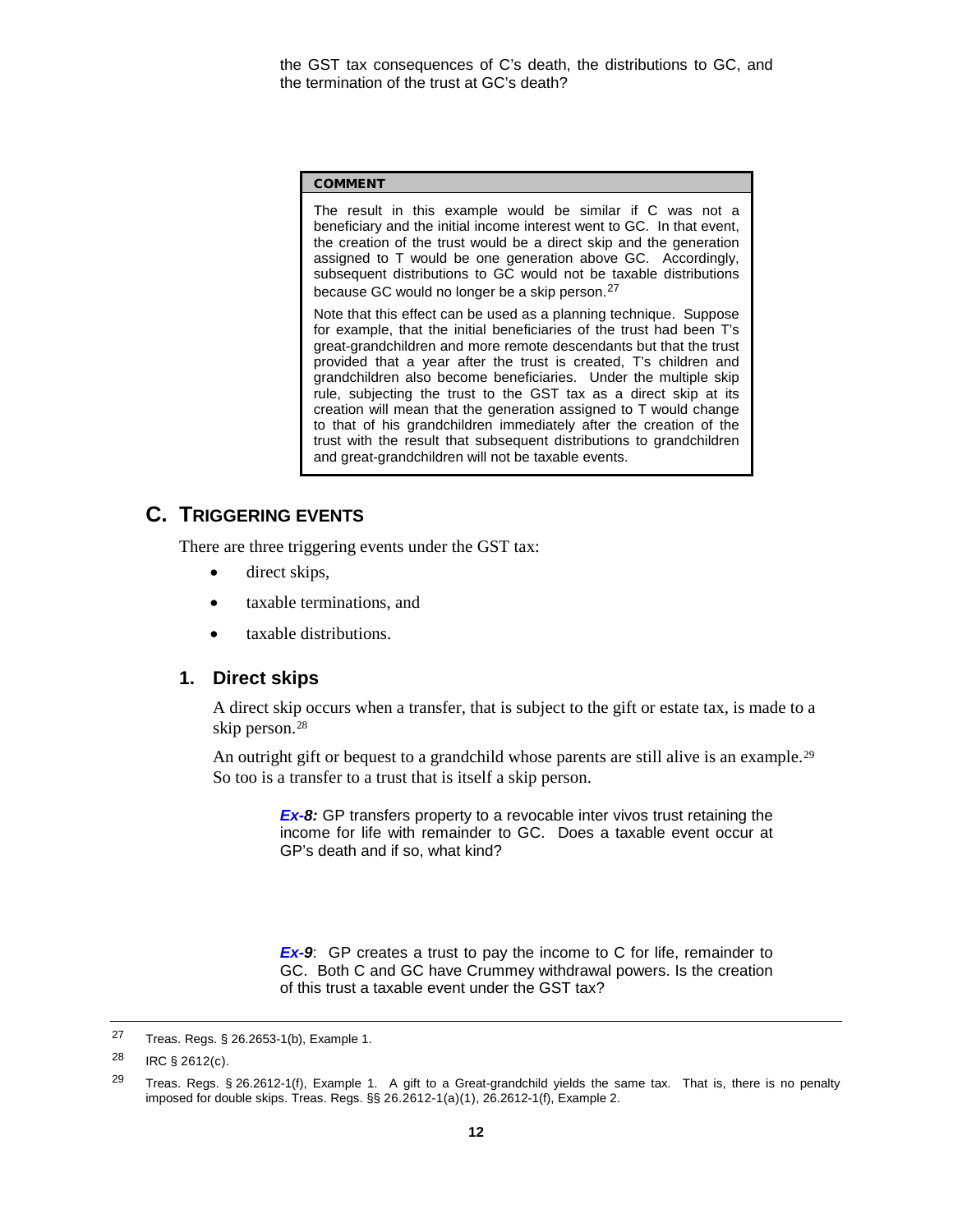the GST tax consequences of C's death, the distributions to GC, and the termination of the trust at GC's death?

> **COMMENT**
>
> The result in this example would be similar if C was not a beneficiary and the initial income interest went to GC. In that event, the creation of the trust would be a direct skip and the generation assigned to T would be one generation above GC. Accordingly, subsequent distributions to GC would not be taxable distributions because GC would no longer be a skip person.[27]
>
> Note that this effect can be used as a planning technique. Suppose for example, that the initial beneficiaries of the trust had been T's great-grandchildren and more remote descendants but that the trust provided that a year after the trust is created, T's children and grandchildren also become beneficiaries. Under the multiple skip rule, subjecting the trust to the GST tax as a direct skip at its creation will mean that the generation assigned to T would change to that of his grandchildren immediately after the creation of the trust with the result that subsequent distributions to grandchildren and great-grandchildren will not be taxable events.

## C. TRIGGERING EVENTS

There are three triggering events under the GST tax:

- direct skips,
- taxable terminations, and
- taxable distributions.

### 1. Direct skips

A direct skip occurs when a transfer, that is subject to the gift or estate tax, is made to a skip person.[28]

An outright gift or bequest to a grandchild whose parents are still alive is an example.[29] So too is a transfer to a trust that is itself a skip person.

***Ex-8:*** GP transfers property to a revocable inter vivos trust retaining the income for life with remainder to GC. Does a taxable event occur at GP's death and if so, what kind?

***Ex-9***: GP creates a trust to pay the income to C for life, remainder to GC. Both C and GC have Crummey withdrawal powers. Is the creation of this trust a taxable event under the GST tax?

---

[27] Treas. Regs. § 26.2653-1(b), Example 1.

[28] IRC § 2612(c).

[29] Treas. Regs. § 26.2612-1(f), Example 1. A gift to a Great-grandchild yields the same tax. That is, there is no penalty imposed for double skips. Treas. Regs. §§ 26.2612-1(a)(1), 26.2612-1(f), Example 2.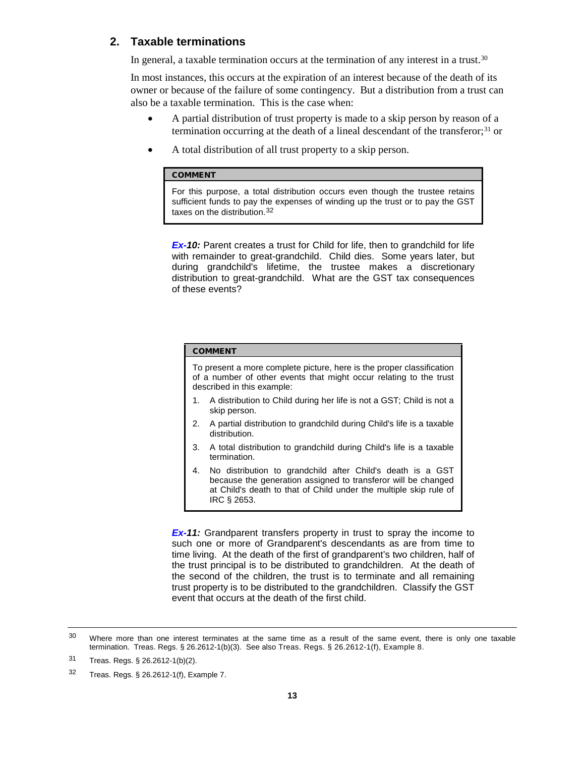## 2. Taxable terminations

In general, a taxable termination occurs at the termination of any interest in a trust.[30]

In most instances, this occurs at the expiration of an interest because of the death of its owner or because of the failure of some contingency. But a distribution from a trust can also be a taxable termination. This is the case when:

- A partial distribution of trust property is made to a skip person by reason of a termination occurring at the death of a lineal descendant of the transferor;[31] or
- A total distribution of all trust property to a skip person.

> **COMMENT**
>
> For this purpose, a total distribution occurs even though the trustee retains sufficient funds to pay the expenses of winding up the trust or to pay the GST taxes on the distribution.[32]

***Ex-10:*** Parent creates a trust for Child for life, then to grandchild for life with remainder to great-grandchild. Child dies. Some years later, but during grandchild's lifetime, the trustee makes a discretionary distribution to great-grandchild. What are the GST tax consequences of these events?

> **COMMENT**
>
> To present a more complete picture, here is the proper classification of a number of other events that might occur relating to the trust described in this example:
>
> 1. A distribution to Child during her life is not a GST; Child is not a skip person.
> 2. A partial distribution to grandchild during Child's life is a taxable distribution.
> 3. A total distribution to grandchild during Child's life is a taxable termination.
> 4. No distribution to grandchild after Child's death is a GST because the generation assigned to transferor will be changed at Child's death to that of Child under the multiple skip rule of IRC § 2653.

***Ex-11:*** Grandparent transfers property in trust to spray the income to such one or more of Grandparent's descendants as are from time to time living. At the death of the first of grandparent's two children, half of the trust principal is to be distributed to grandchildren. At the death of the second of the children, the trust is to terminate and all remaining trust property is to be distributed to the grandchildren. Classify the GST event that occurs at the death of the first child.

---

[30] Where more than one interest terminates at the same time as a result of the same event, there is only one taxable termination. Treas. Regs. § 26.2612-1(b)(3). See also Treas. Regs. § 26.2612-1(f), Example 8.

[31] Treas. Regs. § 26.2612-1(b)(2).

[32] Treas. Regs. § 26.2612-1(f), Example 7.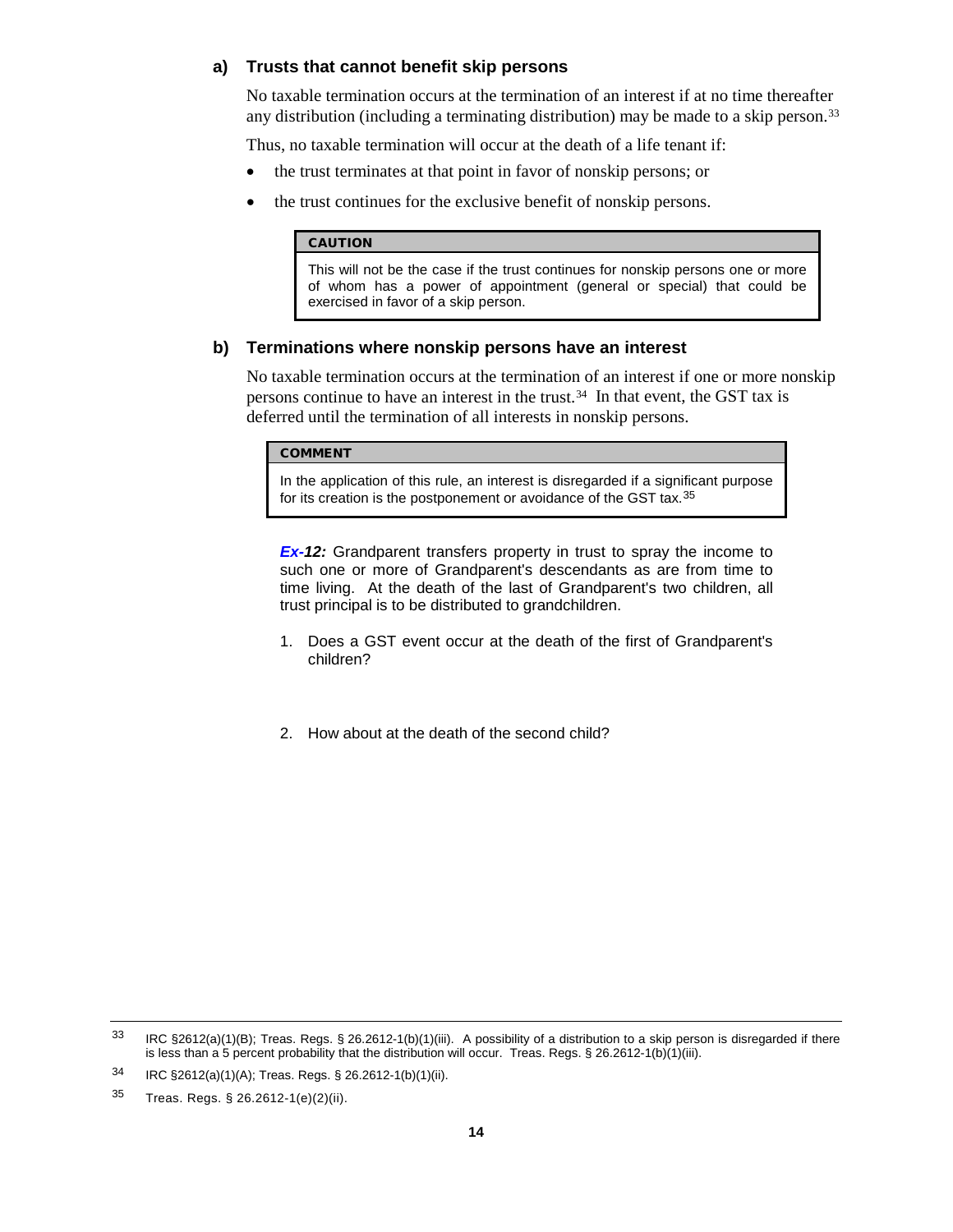### a) Trusts that cannot benefit skip persons

No taxable termination occurs at the termination of an interest if at no time thereafter any distribution (including a terminating distribution) may be made to a skip person.[33]

Thus, no taxable termination will occur at the death of a life tenant if:

- the trust terminates at that point in favor of nonskip persons; or
- the trust continues for the exclusive benefit of nonskip persons.

> **CAUTION**
>
> This will not be the case if the trust continues for nonskip persons one or more of whom has a power of appointment (general or special) that could be exercised in favor of a skip person.

### b) Terminations where nonskip persons have an interest

No taxable termination occurs at the termination of an interest if one or more nonskip persons continue to have an interest in the trust.[34] In that event, the GST tax is deferred until the termination of all interests in nonskip persons.

> **COMMENT**
>
> In the application of this rule, an interest is disregarded if a significant purpose for its creation is the postponement or avoidance of the GST tax.[35]

***Ex-12:*** Grandparent transfers property in trust to spray the income to such one or more of Grandparent's descendants as are from time to time living. At the death of the last of Grandparent's two children, all trust principal is to be distributed to grandchildren.

1. Does a GST event occur at the death of the first of Grandparent's children?

2. How about at the death of the second child?

---

[33] IRC §2612(a)(1)(B); Treas. Regs. § 26.2612-1(b)(1)(iii). A possibility of a distribution to a skip person is disregarded if there is less than a 5 percent probability that the distribution will occur. Treas. Regs. § 26.2612-1(b)(1)(iii).

[34] IRC §2612(a)(1)(A); Treas. Regs. § 26.2612-1(b)(1)(ii).

[35] Treas. Regs. § 26.2612-1(e)(2)(ii).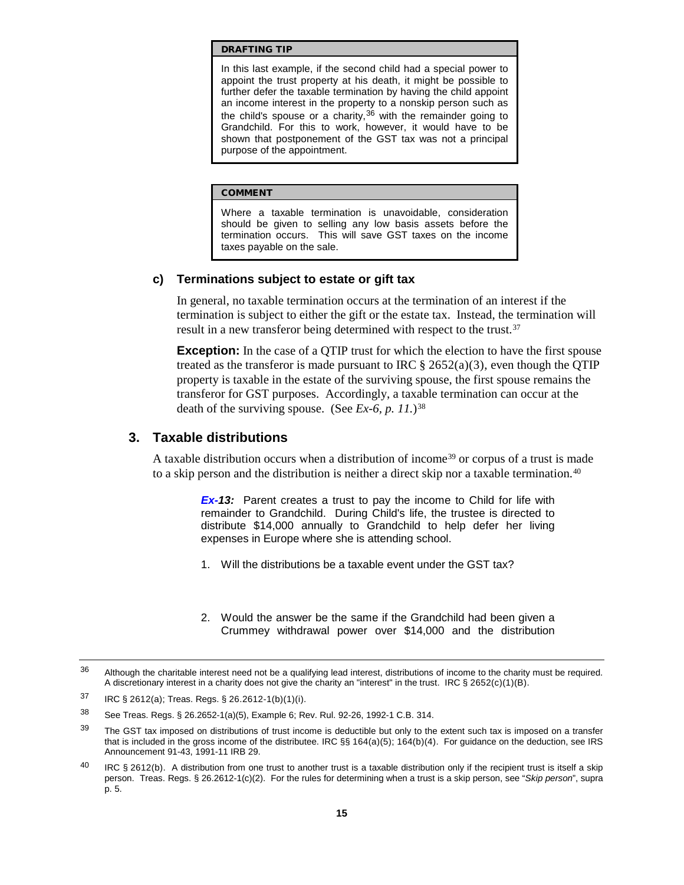> **DRAFTING TIP**
>
> In this last example, if the second child had a special power to appoint the trust property at his death, it might be possible to further defer the taxable termination by having the child appoint an income interest in the property to a nonskip person such as the child's spouse or a charity,[36] with the remainder going to Grandchild. For this to work, however, it would have to be shown that postponement of the GST tax was not a principal purpose of the appointment.

> **COMMENT**
>
> Where a taxable termination is unavoidable, consideration should be given to selling any low basis assets before the termination occurs. This will save GST taxes on the income taxes payable on the sale.

### c) Terminations subject to estate or gift tax

In general, no taxable termination occurs at the termination of an interest if the termination is subject to either the gift or the estate tax. Instead, the termination will result in a new transferor being determined with respect to the trust.[37]

**Exception:** In the case of a QTIP trust for which the election to have the first spouse treated as the transferor is made pursuant to IRC § 2652(a)(3), even though the QTIP property is taxable in the estate of the surviving spouse, the first spouse remains the transferor for GST purposes. Accordingly, a taxable termination can occur at the death of the surviving spouse. (See *Ex-6, p. 11.*)[38]

## 3. Taxable distributions

A taxable distribution occurs when a distribution of income[39] or corpus of a trust is made to a skip person and the distribution is neither a direct skip nor a taxable termination.[40]

***Ex-13:*** Parent creates a trust to pay the income to Child for life with remainder to Grandchild. During Child's life, the trustee is directed to distribute $14,000 annually to Grandchild to help defer her living expenses in Europe where she is attending school.

1. Will the distributions be a taxable event under the GST tax?

2. Would the answer be the same if the Grandchild had been given a Crummey withdrawal power over $14,000 and the distribution

---

[36] Although the charitable interest need not be a qualifying lead interest, distributions of income to the charity must be required. A discretionary interest in a charity does not give the charity an "interest" in the trust. IRC § 2652(c)(1)(B).

[37] IRC § 2612(a); Treas. Regs. § 26.2612-1(b)(1)(i).

[38] See Treas. Regs. § 26.2652-1(a)(5), Example 6; Rev. Rul. 92-26, 1992-1 C.B. 314.

[39] The GST tax imposed on distributions of trust income is deductible but only to the extent such tax is imposed on a transfer that is included in the gross income of the distributee. IRC §§ 164(a)(5); 164(b)(4). For guidance on the deduction, see IRS Announcement 91-43, 1991-11 IRB 29.

[40] IRC § 2612(b). A distribution from one trust to another trust is a taxable distribution only if the recipient trust is itself a skip person. Treas. Regs. § 26.2612-1(c)(2). For the rules for determining when a trust is a skip person, see "*Skip person*", supra p. 5.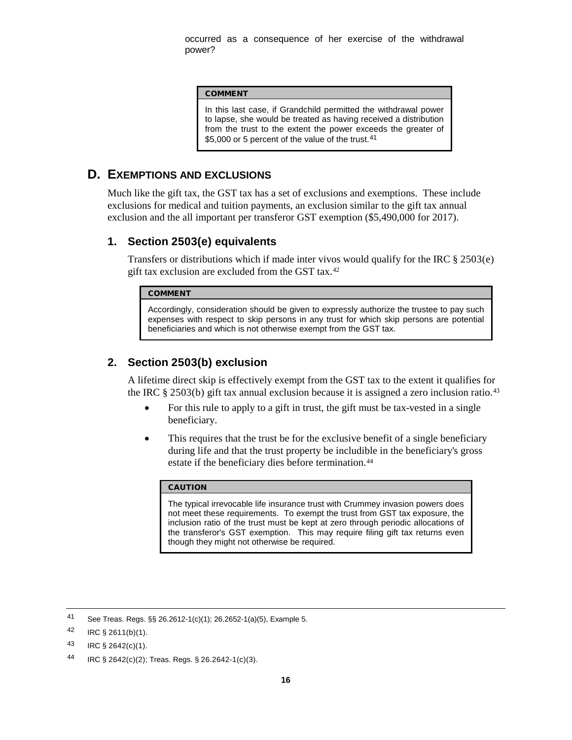occurred as a consequence of her exercise of the withdrawal power?

> **COMMENT**
>
> In this last case, if Grandchild permitted the withdrawal power to lapse, she would be treated as having received a distribution from the trust to the extent the power exceeds the greater of $5,000 or 5 percent of the value of the trust.[41]

## D. EXEMPTIONS AND EXCLUSIONS

Much like the gift tax, the GST tax has a set of exclusions and exemptions. These include exclusions for medical and tuition payments, an exclusion similar to the gift tax annual exclusion and the all important per transferor GST exemption ($5,490,000 for 2017).

### 1. Section 2503(e) equivalents

Transfers or distributions which if made inter vivos would qualify for the IRC § 2503(e) gift tax exclusion are excluded from the GST tax.[42]

> **COMMENT**
>
> Accordingly, consideration should be given to expressly authorize the trustee to pay such expenses with respect to skip persons in any trust for which skip persons are potential beneficiaries and which is not otherwise exempt from the GST tax.

### 2. Section 2503(b) exclusion

A lifetime direct skip is effectively exempt from the GST tax to the extent it qualifies for the IRC § 2503(b) gift tax annual exclusion because it is assigned a zero inclusion ratio.[43]

- For this rule to apply to a gift in trust, the gift must be tax-vested in a single beneficiary.
- This requires that the trust be for the exclusive benefit of a single beneficiary during life and that the trust property be includible in the beneficiary's gross estate if the beneficiary dies before termination.[44]

> **CAUTION**
>
> The typical irrevocable life insurance trust with Crummey invasion powers does not meet these requirements. To exempt the trust from GST tax exposure, the inclusion ratio of the trust must be kept at zero through periodic allocations of the transferor's GST exemption. This may require filing gift tax returns even though they might not otherwise be required.

---

[41] See Treas. Regs. §§ 26.2612-1(c)(1); 26.2652-1(a)(5), Example 5.

[42] IRC § 2611(b)(1).

[43] IRC § 2642(c)(1).

[44] IRC § 2642(c)(2); Treas. Regs. § 26.2642-1(c)(3).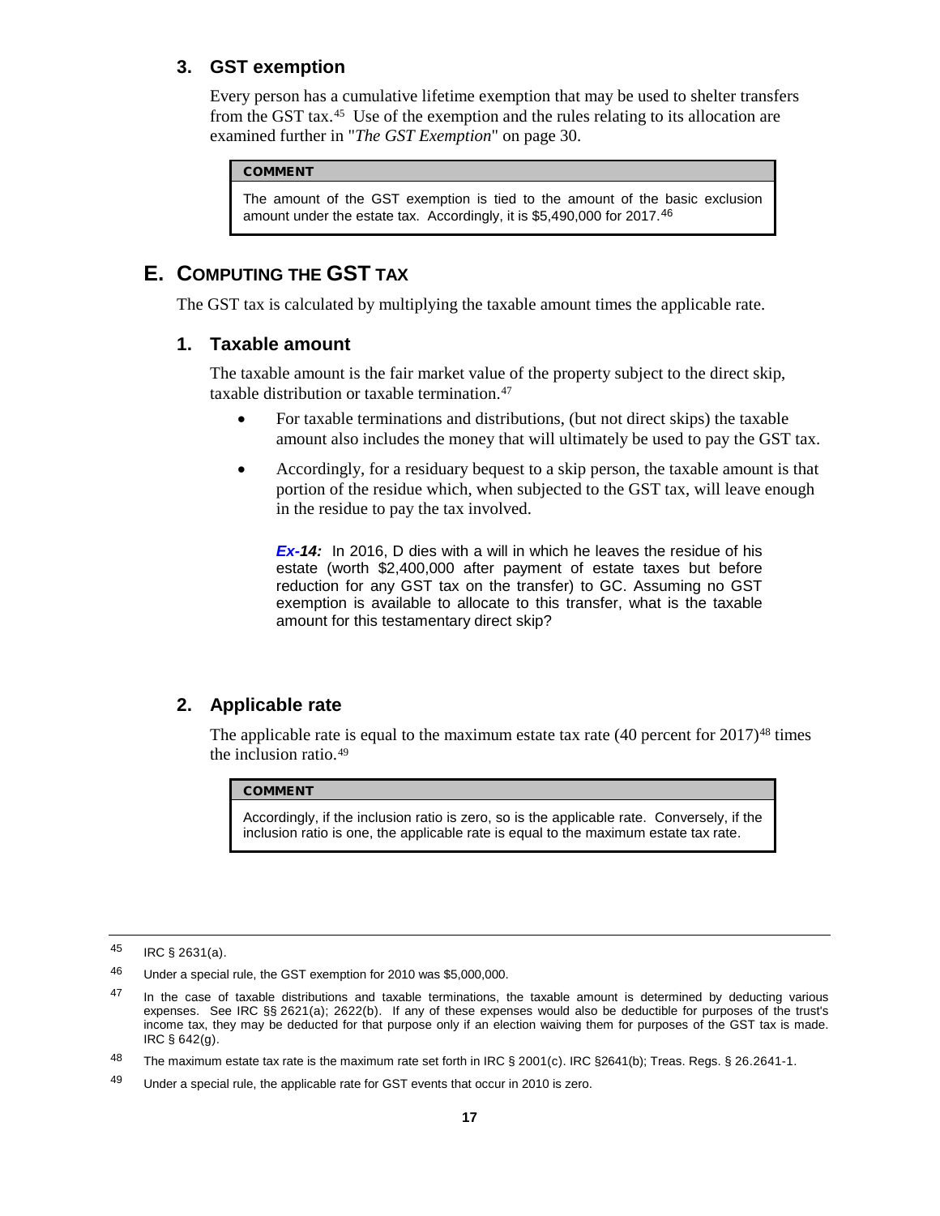### 3. GST exemption

Every person has a cumulative lifetime exemption that may be used to shelter transfers from the GST tax.[45] Use of the exemption and the rules relating to its allocation are examined further in "*The GST Exemption*" on page 30.

> **COMMENT**
>
> The amount of the GST exemption is tied to the amount of the basic exclusion amount under the estate tax. Accordingly, it is $5,490,000 for 2017.[46]

## E. COMPUTING THE GST TAX

The GST tax is calculated by multiplying the taxable amount times the applicable rate.

### 1. Taxable amount

The taxable amount is the fair market value of the property subject to the direct skip, taxable distribution or taxable termination.[47]

- For taxable terminations and distributions, (but not direct skips) the taxable amount also includes the money that will ultimately be used to pay the GST tax.
- Accordingly, for a residuary bequest to a skip person, the taxable amount is that portion of the residue which, when subjected to the GST tax, will leave enough in the residue to pay the tax involved.

> ***Ex-14:*** In 2016, D dies with a will in which he leaves the residue of his estate (worth $2,400,000 after payment of estate taxes but before reduction for any GST tax on the transfer) to GC. Assuming no GST exemption is available to allocate to this transfer, what is the taxable amount for this testamentary direct skip?

### 2. Applicable rate

The applicable rate is equal to the maximum estate tax rate (40 percent for 2017)[48] times the inclusion ratio.[49]

> **COMMENT**
>
> Accordingly, if the inclusion ratio is zero, so is the applicable rate. Conversely, if the inclusion ratio is one, the applicable rate is equal to the maximum estate tax rate.

---

[45] IRC § 2631(a).

[46] Under a special rule, the GST exemption for 2010 was $5,000,000.

[47] In the case of taxable distributions and taxable terminations, the taxable amount is determined by deducting various expenses. See IRC §§ 2621(a); 2622(b). If any of these expenses would also be deductible for purposes of the trust's income tax, they may be deducted for that purpose only if an election waiving them for purposes of the GST tax is made. IRC § 642(g).

[48] The maximum estate tax rate is the maximum rate set forth in IRC § 2001(c). IRC §2641(b); Treas. Regs. § 26.2641-1.

[49] Under a special rule, the applicable rate for GST events that occur in 2010 is zero.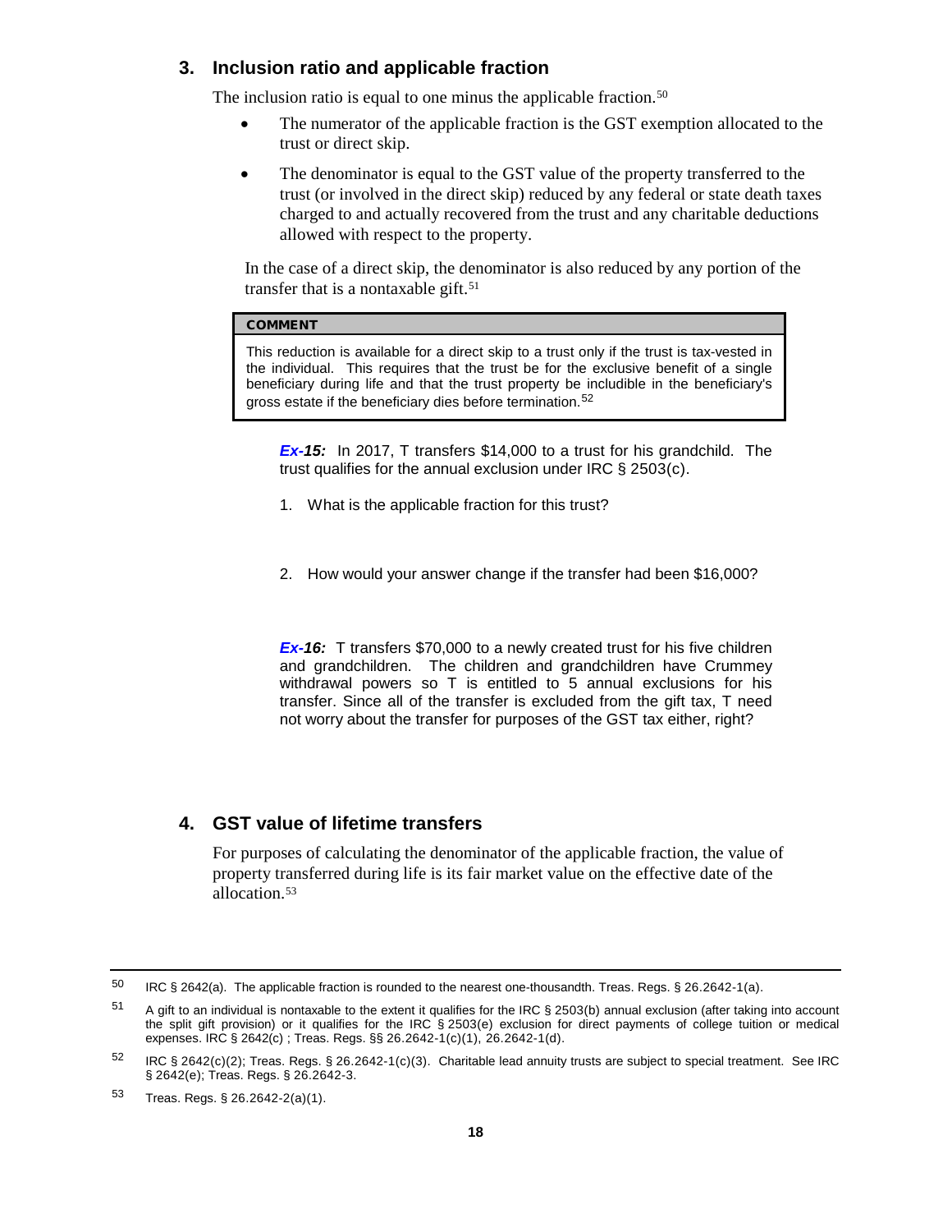### 3. Inclusion ratio and applicable fraction

The inclusion ratio is equal to one minus the applicable fraction.[50]

- The numerator of the applicable fraction is the GST exemption allocated to the trust or direct skip.
- The denominator is equal to the GST value of the property transferred to the trust (or involved in the direct skip) reduced by any federal or state death taxes charged to and actually recovered from the trust and any charitable deductions allowed with respect to the property.

In the case of a direct skip, the denominator is also reduced by any portion of the transfer that is a nontaxable gift.[51]

> **COMMENT**
>
> This reduction is available for a direct skip to a trust only if the trust is tax-vested in the individual. This requires that the trust be for the exclusive benefit of a single beneficiary during life and that the trust property be includible in the beneficiary's gross estate if the beneficiary dies before termination.[52]

***Ex-15:*** In 2017, T transfers $14,000 to a trust for his grandchild. The trust qualifies for the annual exclusion under IRC § 2503(c).

1. What is the applicable fraction for this trust?

2. How would your answer change if the transfer had been $16,000?

***Ex-16:*** T transfers $70,000 to a newly created trust for his five children and grandchildren. The children and grandchildren have Crummey withdrawal powers so T is entitled to 5 annual exclusions for his transfer. Since all of the transfer is excluded from the gift tax, T need not worry about the transfer for purposes of the GST tax either, right?

### 4. GST value of lifetime transfers

For purposes of calculating the denominator of the applicable fraction, the value of property transferred during life is its fair market value on the effective date of the allocation.[53]

---

[50] IRC § 2642(a). The applicable fraction is rounded to the nearest one-thousandth. Treas. Regs. § 26.2642-1(a).

[51] A gift to an individual is nontaxable to the extent it qualifies for the IRC § 2503(b) annual exclusion (after taking into account the split gift provision) or it qualifies for the IRC § 2503(e) exclusion for direct payments of college tuition or medical expenses. IRC § 2642(c) ; Treas. Regs. §§ 26.2642-1(c)(1), 26.2642-1(d).

[52] IRC § 2642(c)(2); Treas. Regs. § 26.2642-1(c)(3). Charitable lead annuity trusts are subject to special treatment. See IRC § 2642(e); Treas. Regs. § 26.2642-3.

[53] Treas. Regs. § 26.2642-2(a)(1).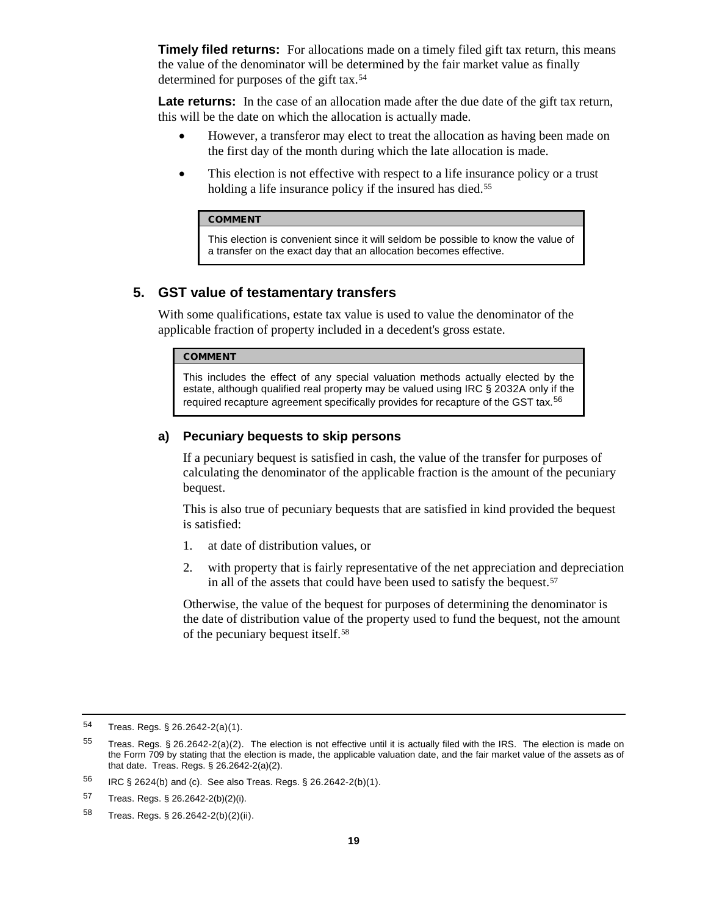**Timely filed returns:** For allocations made on a timely filed gift tax return, this means the value of the denominator will be determined by the fair market value as finally determined for purposes of the gift tax.[54]

**Late returns:** In the case of an allocation made after the due date of the gift tax return, this will be the date on which the allocation is actually made.

- However, a transferor may elect to treat the allocation as having been made on the first day of the month during which the late allocation is made.
- This election is not effective with respect to a life insurance policy or a trust holding a life insurance policy if the insured has died.[55]

> **COMMENT**
>
> This election is convenient since it will seldom be possible to know the value of a transfer on the exact day that an allocation becomes effective.

## 5. GST value of testamentary transfers

With some qualifications, estate tax value is used to value the denominator of the applicable fraction of property included in a decedent's gross estate.

> **COMMENT**
>
> This includes the effect of any special valuation methods actually elected by the estate, although qualified real property may be valued using IRC § 2032A only if the required recapture agreement specifically provides for recapture of the GST tax.[56]

### a) Pecuniary bequests to skip persons

If a pecuniary bequest is satisfied in cash, the value of the transfer for purposes of calculating the denominator of the applicable fraction is the amount of the pecuniary bequest.

This is also true of pecuniary bequests that are satisfied in kind provided the bequest is satisfied:

1. at date of distribution values, or
2. with property that is fairly representative of the net appreciation and depreciation in all of the assets that could have been used to satisfy the bequest.[57]

Otherwise, the value of the bequest for purposes of determining the denominator is the date of distribution value of the property used to fund the bequest, not the amount of the pecuniary bequest itself.[58]

---

[54] Treas. Regs. § 26.2642-2(a)(1).

[55] Treas. Regs. § 26.2642-2(a)(2). The election is not effective until it is actually filed with the IRS. The election is made on the Form 709 by stating that the election is made, the applicable valuation date, and the fair market value of the assets as of that date. Treas. Regs. § 26.2642-2(a)(2).

[56] IRC § 2624(b) and (c). See also Treas. Regs. § 26.2642-2(b)(1).

[57] Treas. Regs. § 26.2642-2(b)(2)(i).

[58] Treas. Regs. § 26.2642-2(b)(2)(ii).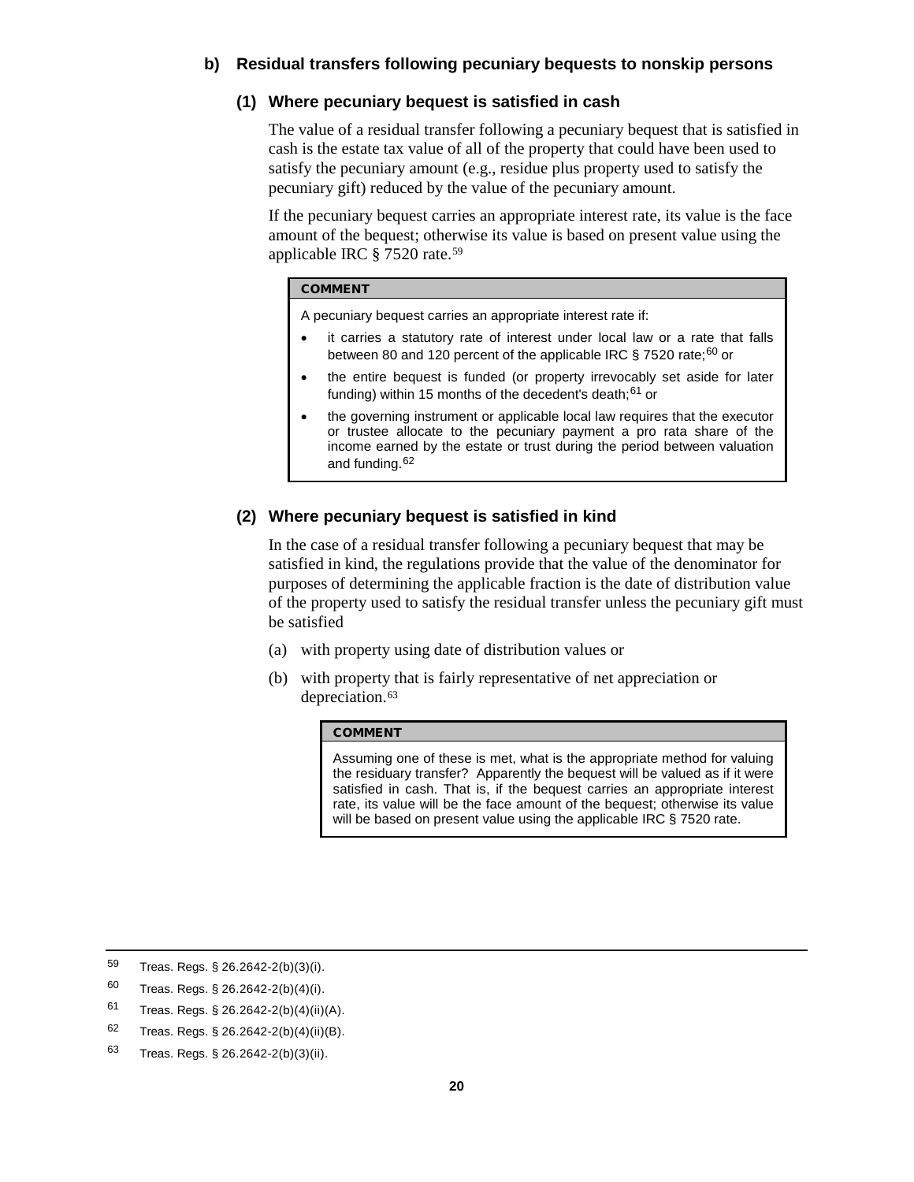#### b) Residual transfers following pecuniary bequests to nonskip persons

##### (1) Where pecuniary bequest is satisfied in cash

The value of a residual transfer following a pecuniary bequest that is satisfied in cash is the estate tax value of all of the property that could have been used to satisfy the pecuniary amount (e.g., residue plus property used to satisfy the pecuniary gift) reduced by the value of the pecuniary amount.

If the pecuniary bequest carries an appropriate interest rate, its value is the face amount of the bequest; otherwise its value is based on present value using the applicable IRC § 7520 rate.[59]

> **COMMENT**
>
> A pecuniary bequest carries an appropriate interest rate if:
>
> - it carries a statutory rate of interest under local law or a rate that falls between 80 and 120 percent of the applicable IRC § 7520 rate;[60] or
> - the entire bequest is funded (or property irrevocably set aside for later funding) within 15 months of the decedent's death;[61] or
> - the governing instrument or applicable local law requires that the executor or trustee allocate to the pecuniary payment a pro rata share of the income earned by the estate or trust during the period between valuation and funding.[62]

##### (2) Where pecuniary bequest is satisfied in kind

In the case of a residual transfer following a pecuniary bequest that may be satisfied in kind, the regulations provide that the value of the denominator for purposes of determining the applicable fraction is the date of distribution value of the property used to satisfy the residual transfer unless the pecuniary gift must be satisfied

(a) with property using date of distribution values or

(b) with property that is fairly representative of net appreciation or depreciation.[63]

> **COMMENT**
>
> Assuming one of these is met, what is the appropriate method for valuing the residuary transfer? Apparently the bequest will be valued as if it were satisfied in cash. That is, if the bequest carries an appropriate interest rate, its value will be the face amount of the bequest; otherwise its value will be based on present value using the applicable IRC § 7520 rate.

---

[59] Treas. Regs. § 26.2642-2(b)(3)(i).

[60] Treas. Regs. § 26.2642-2(b)(4)(i).

[61] Treas. Regs. § 26.2642-2(b)(4)(ii)(A).

[62] Treas. Regs. § 26.2642-2(b)(4)(ii)(B).

[63] Treas. Regs. § 26.2642-2(b)(3)(ii).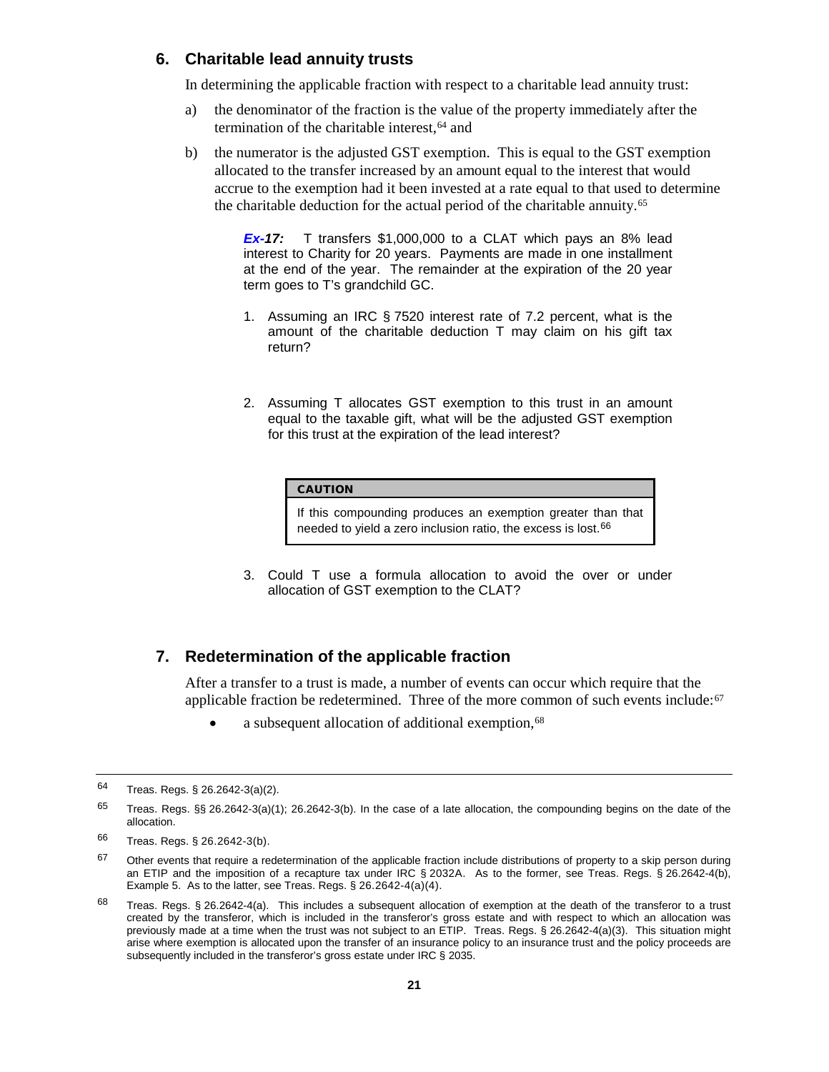## 6. Charitable lead annuity trusts

In determining the applicable fraction with respect to a charitable lead annuity trust:

a) the denominator of the fraction is the value of the property immediately after the termination of the charitable interest,[64] and

b) the numerator is the adjusted GST exemption. This is equal to the GST exemption allocated to the transfer increased by an amount equal to the interest that would accrue to the exemption had it been invested at a rate equal to that used to determine the charitable deduction for the actual period of the charitable annuity.[65]

> ***Ex-17:*** T transfers $1,000,000 to a CLAT which pays an 8% lead interest to Charity for 20 years. Payments are made in one installment at the end of the year. The remainder at the expiration of the 20 year term goes to T's grandchild GC.
>
> 1. Assuming an IRC § 7520 interest rate of 7.2 percent, what is the amount of the charitable deduction T may claim on his gift tax return?
>
> 2. Assuming T allocates GST exemption to this trust in an amount equal to the taxable gift, what will be the adjusted GST exemption for this trust at the expiration of the lead interest?
>
> | **CAUTION** |
> | --- |
> | If this compounding produces an exemption greater than that needed to yield a zero inclusion ratio, the excess is lost.[66] |
>
> 3. Could T use a formula allocation to avoid the over or under allocation of GST exemption to the CLAT?

## 7. Redetermination of the applicable fraction

After a transfer to a trust is made, a number of events can occur which require that the applicable fraction be redetermined. Three of the more common of such events include:[67]

- a subsequent allocation of additional exemption,[68]

---

[64] Treas. Regs. § 26.2642-3(a)(2).

[65] Treas. Regs. §§ 26.2642-3(a)(1); 26.2642-3(b). In the case of a late allocation, the compounding begins on the date of the allocation.

[66] Treas. Regs. § 26.2642-3(b).

[67] Other events that require a redetermination of the applicable fraction include distributions of property to a skip person during an ETIP and the imposition of a recapture tax under IRC § 2032A. As to the former, see Treas. Regs. § 26.2642-4(b), Example 5. As to the latter, see Treas. Regs. § 26.2642-4(a)(4).

[68] Treas. Regs. § 26.2642-4(a). This includes a subsequent allocation of exemption at the death of the transferor to a trust created by the transferor, which is included in the transferor's gross estate and with respect to which an allocation was previously made at a time when the trust was not subject to an ETIP. Treas. Regs. § 26.2642-4(a)(3). This situation might arise where exemption is allocated upon the transfer of an insurance policy to an insurance trust and the policy proceeds are subsequently included in the transferor's gross estate under IRC § 2035.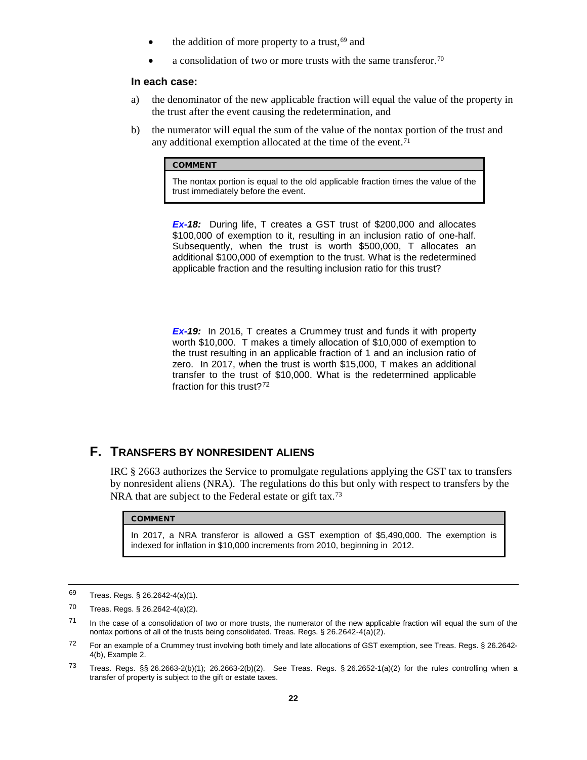- the addition of more property to a trust,[69] and
- a consolidation of two or more trusts with the same transferor.[70]

**In each case:**

a) the denominator of the new applicable fraction will equal the value of the property in the trust after the event causing the redetermination, and

b) the numerator will equal the sum of the value of the nontax portion of the trust and any additional exemption allocated at the time of the event.[71]

> **COMMENT**
>
> The nontax portion is equal to the old applicable fraction times the value of the trust immediately before the event.

***Ex-18:*** During life, T creates a GST trust of $200,000 and allocates $100,000 of exemption to it, resulting in an inclusion ratio of one-half. Subsequently, when the trust is worth $500,000, T allocates an additional $100,000 of exemption to the trust. What is the redetermined applicable fraction and the resulting inclusion ratio for this trust?

***Ex-19:*** In 2016, T creates a Crummey trust and funds it with property worth $10,000. T makes a timely allocation of $10,000 of exemption to the trust resulting in an applicable fraction of 1 and an inclusion ratio of zero. In 2017, when the trust is worth $15,000, T makes an additional transfer to the trust of $10,000. What is the redetermined applicable fraction for this trust?[72]

## F. Transfers by Nonresident Aliens

IRC § 2663 authorizes the Service to promulgate regulations applying the GST tax to transfers by nonresident aliens (NRA). The regulations do this but only with respect to transfers by the NRA that are subject to the Federal estate or gift tax.[73]

> **COMMENT**
>
> In 2017, a NRA transferor is allowed a GST exemption of $5,490,000. The exemption is indexed for inflation in $10,000 increments from 2010, beginning in 2012.

---

[69] Treas. Regs. § 26.2642-4(a)(1).

[70] Treas. Regs. § 26.2642-4(a)(2).

[71] In the case of a consolidation of two or more trusts, the numerator of the new applicable fraction will equal the sum of the nontax portions of all of the trusts being consolidated. Treas. Regs. § 26.2642-4(a)(2).

[72] For an example of a Crummey trust involving both timely and late allocations of GST exemption, see Treas. Regs. § 26.2642-4(b), Example 2.

[73] Treas. Regs. §§ 26.2663-2(b)(1); 26.2663-2(b)(2). See Treas. Regs. § 26.2652-1(a)(2) for the rules controlling when a transfer of property is subject to the gift or estate taxes.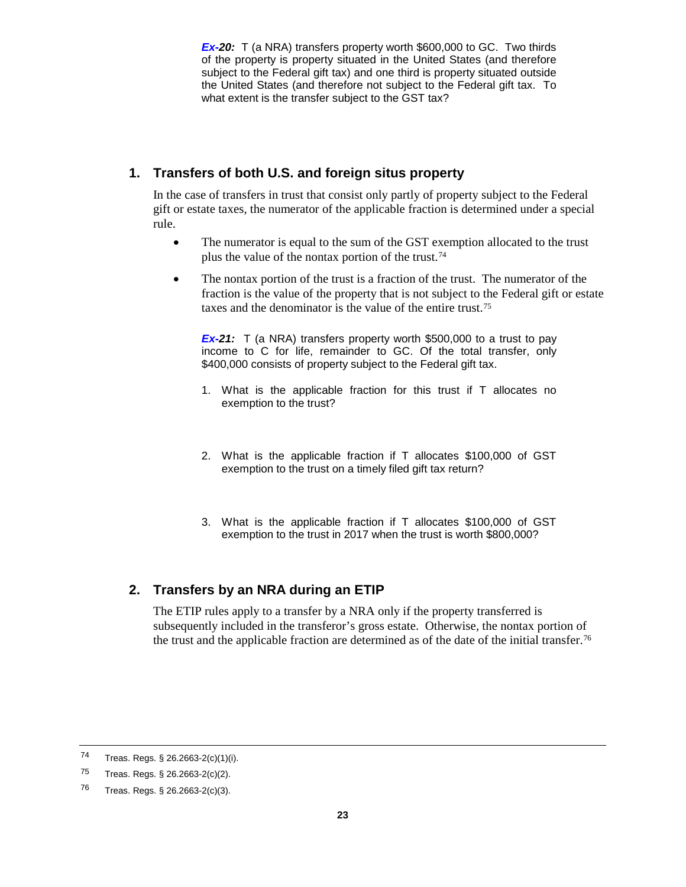***Ex-20:*** T (a NRA) transfers property worth $600,000 to GC. Two thirds of the property is property situated in the United States (and therefore subject to the Federal gift tax) and one third is property situated outside the United States (and therefore not subject to the Federal gift tax. To what extent is the transfer subject to the GST tax?

## 1. Transfers of both U.S. and foreign situs property

In the case of transfers in trust that consist only partly of property subject to the Federal gift or estate taxes, the numerator of the applicable fraction is determined under a special rule.

- The numerator is equal to the sum of the GST exemption allocated to the trust plus the value of the nontax portion of the trust.[74]
- The nontax portion of the trust is a fraction of the trust. The numerator of the fraction is the value of the property that is not subject to the Federal gift or estate taxes and the denominator is the value of the entire trust.[75]

***Ex-21:*** T (a NRA) transfers property worth $500,000 to a trust to pay income to C for life, remainder to GC. Of the total transfer, only $400,000 consists of property subject to the Federal gift tax.

1. What is the applicable fraction for this trust if T allocates no exemption to the trust?

2. What is the applicable fraction if T allocates $100,000 of GST exemption to the trust on a timely filed gift tax return?

3. What is the applicable fraction if T allocates $100,000 of GST exemption to the trust in 2017 when the trust is worth $800,000?

## 2. Transfers by an NRA during an ETIP

The ETIP rules apply to a transfer by a NRA only if the property transferred is subsequently included in the transferor's gross estate. Otherwise, the nontax portion of the trust and the applicable fraction are determined as of the date of the initial transfer.[76]

---

[74] Treas. Regs. § 26.2663-2(c)(1)(i).

[75] Treas. Regs. § 26.2663-2(c)(2).

[76] Treas. Regs. § 26.2663-2(c)(3).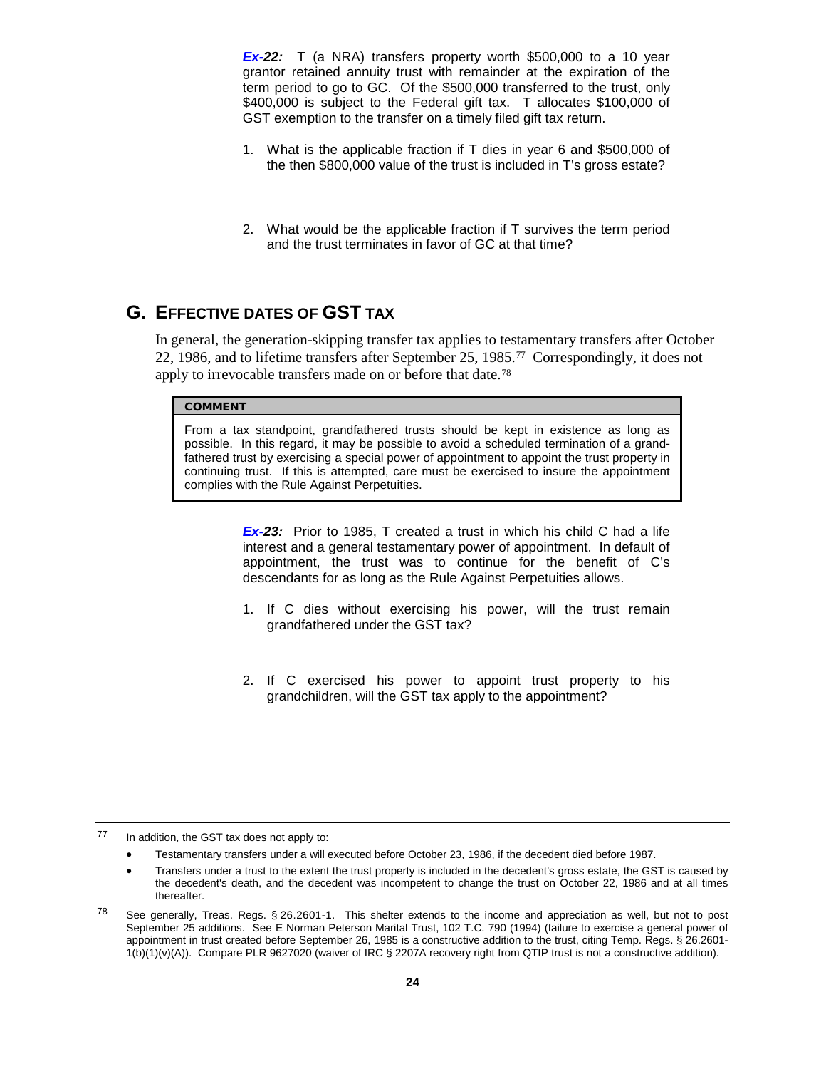***Ex-22:*** T (a NRA) transfers property worth $500,000 to a 10 year grantor retained annuity trust with remainder at the expiration of the term period to go to GC. Of the $500,000 transferred to the trust, only $400,000 is subject to the Federal gift tax. T allocates $100,000 of GST exemption to the transfer on a timely filed gift tax return.

1. What is the applicable fraction if T dies in year 6 and $500,000 of the then $800,000 value of the trust is included in T's gross estate?

2. What would be the applicable fraction if T survives the term period and the trust terminates in favor of GC at that time?

## G. EFFECTIVE DATES OF GST TAX

In general, the generation-skipping transfer tax applies to testamentary transfers after October 22, 1986, and to lifetime transfers after September 25, 1985.[77] Correspondingly, it does not apply to irrevocable transfers made on or before that date.[78]

> **COMMENT**
>
> From a tax standpoint, grandfathered trusts should be kept in existence as long as possible. In this regard, it may be possible to avoid a scheduled termination of a grandfathered trust by exercising a special power of appointment to appoint the trust property in continuing trust. If this is attempted, care must be exercised to insure the appointment complies with the Rule Against Perpetuities.

***Ex-23:*** Prior to 1985, T created a trust in which his child C had a life interest and a general testamentary power of appointment. In default of appointment, the trust was to continue for the benefit of C's descendants for as long as the Rule Against Perpetuities allows.

1. If C dies without exercising his power, will the trust remain grandfathered under the GST tax?

2. If C exercised his power to appoint trust property to his grandchildren, will the GST tax apply to the appointment?

---

[77] In addition, the GST tax does not apply to:

- Testamentary transfers under a will executed before October 23, 1986, if the decedent died before 1987.
- Transfers under a trust to the extent the trust property is included in the decedent's gross estate, the GST is caused by the decedent's death, and the decedent was incompetent to change the trust on October 22, 1986 and at all times thereafter.

[78] See generally, Treas. Regs. § 26.2601-1. This shelter extends to the income and appreciation as well, but not to post September 25 additions. See E Norman Peterson Marital Trust, 102 T.C. 790 (1994) (failure to exercise a general power of appointment in trust created before September 26, 1985 is a constructive addition to the trust, citing Temp. Regs. § 26.2601-1(b)(1)(v)(A)). Compare PLR 9627020 (waiver of IRC § 2207A recovery right from QTIP trust is not a constructive addition).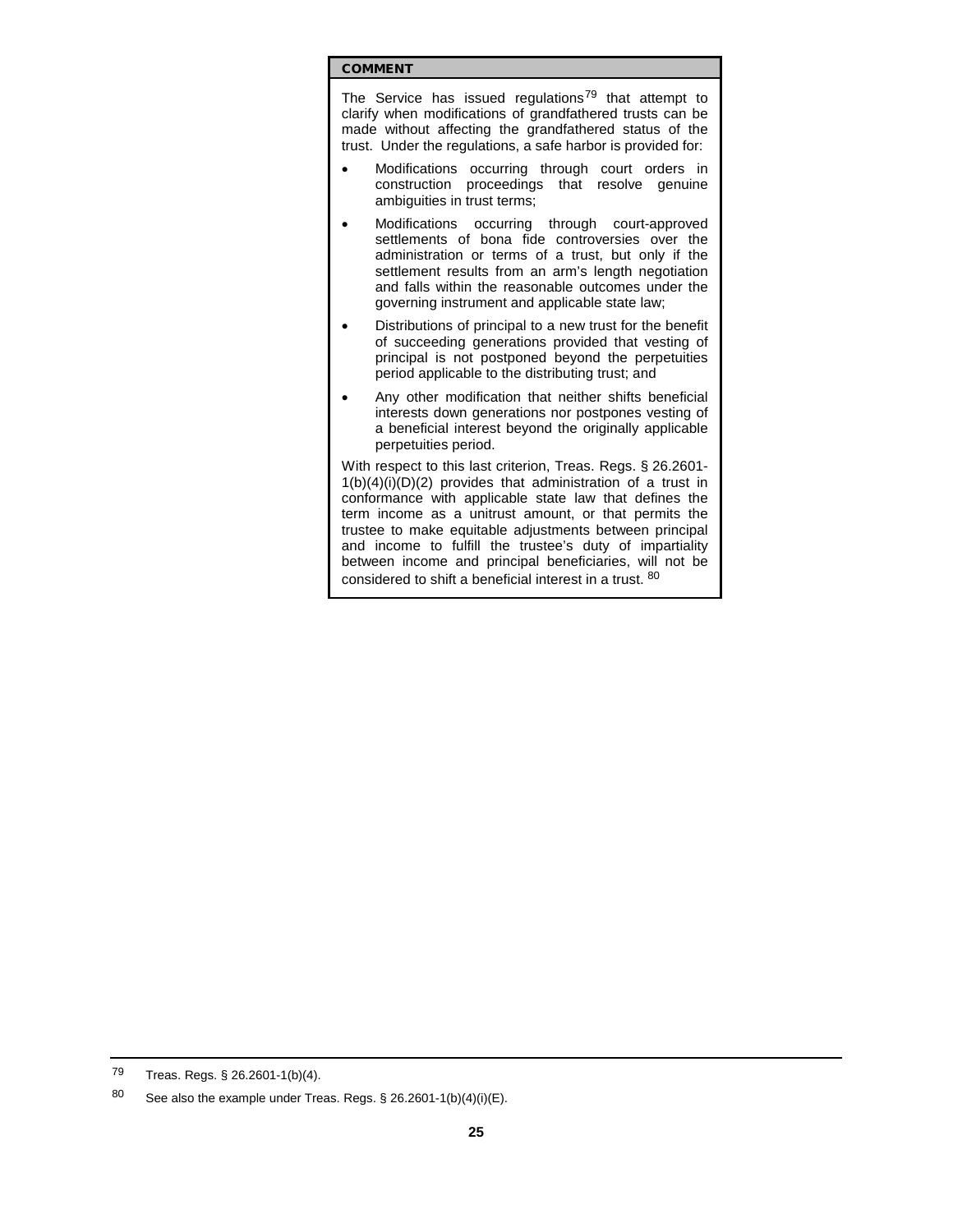**COMMENT**

The Service has issued regulations[79] that attempt to clarify when modifications of grandfathered trusts can be made without affecting the grandfathered status of the trust. Under the regulations, a safe harbor is provided for:

- Modifications occurring through court orders in construction proceedings that resolve genuine ambiguities in trust terms;
- Modifications occurring through court-approved settlements of bona fide controversies over the administration or terms of a trust, but only if the settlement results from an arm's length negotiation and falls within the reasonable outcomes under the governing instrument and applicable state law;
- Distributions of principal to a new trust for the benefit of succeeding generations provided that vesting of principal is not postponed beyond the perpetuities period applicable to the distributing trust; and
- Any other modification that neither shifts beneficial interests down generations nor postpones vesting of a beneficial interest beyond the originally applicable perpetuities period.

With respect to this last criterion, Treas. Regs. § 26.2601-1(b)(4)(i)(D)(2) provides that administration of a trust in conformance with applicable state law that defines the term income as a unitrust amount, or that permits the trustee to make equitable adjustments between principal and income to fulfill the trustee's duty of impartiality between income and principal beneficiaries, will not be considered to shift a beneficial interest in a trust. [80]

---

[79] Treas. Regs. § 26.2601-1(b)(4).

[80] See also the example under Treas. Regs. § 26.2601-1(b)(4)(i)(E).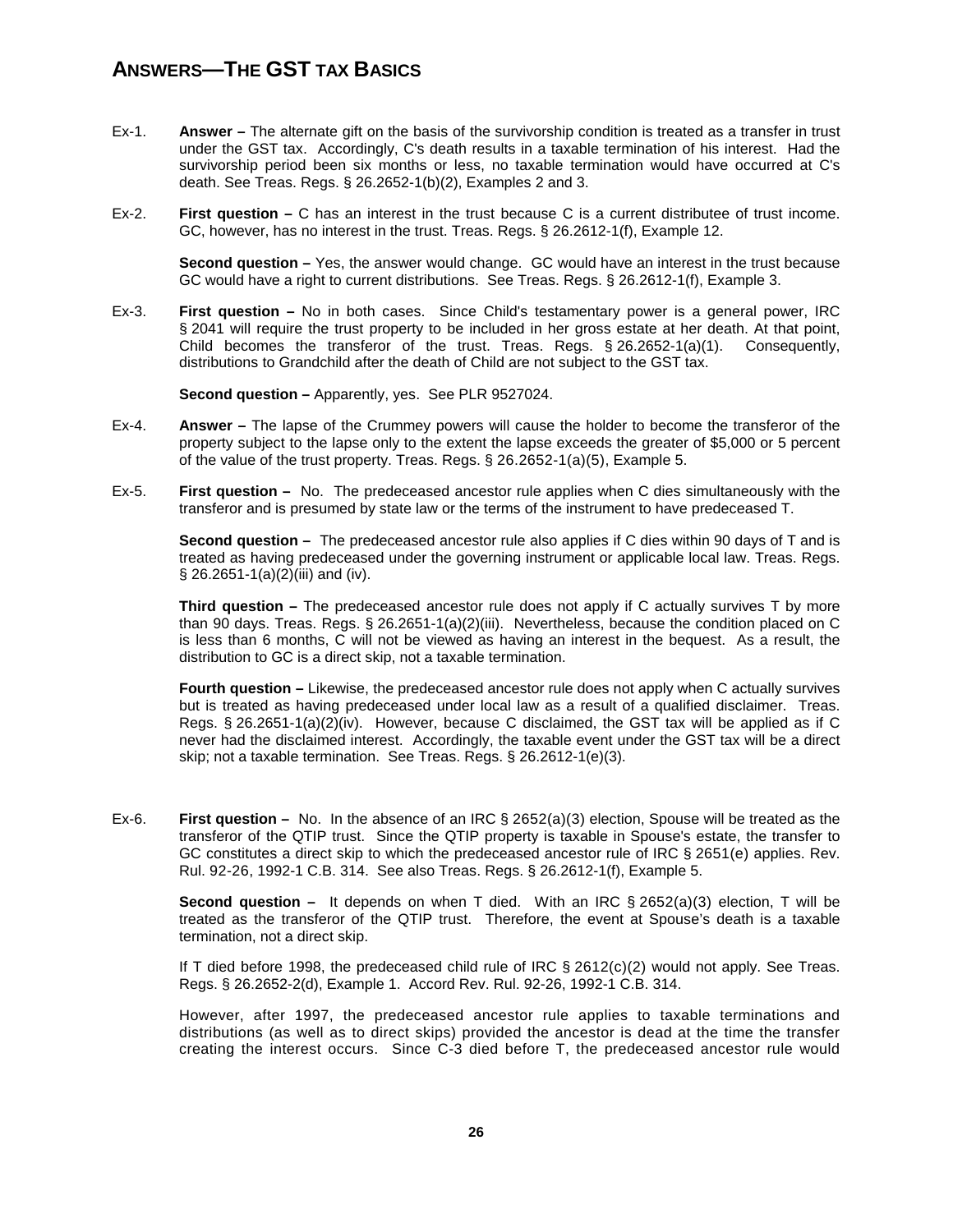# ANSWERS—THE GST TAX BASICS

Ex-1. **Answer –** The alternate gift on the basis of the survivorship condition is treated as a transfer in trust under the GST tax. Accordingly, C's death results in a taxable termination of his interest. Had the survivorship period been six months or less, no taxable termination would have occurred at C's death. See Treas. Regs. § 26.2652-1(b)(2), Examples 2 and 3.

Ex-2. **First question –** C has an interest in the trust because C is a current distributee of trust income. GC, however, has no interest in the trust. Treas. Regs. § 26.2612-1(f), Example 12.

**Second question –** Yes, the answer would change. GC would have an interest in the trust because GC would have a right to current distributions. See Treas. Regs. § 26.2612-1(f), Example 3.

Ex-3. **First question –** No in both cases. Since Child's testamentary power is a general power, IRC § 2041 will require the trust property to be included in her gross estate at her death. At that point, Child becomes the transferor of the trust. Treas. Regs. § 26.2652-1(a)(1). Consequently, distributions to Grandchild after the death of Child are not subject to the GST tax.

**Second question –** Apparently, yes. See PLR 9527024.

Ex-4. **Answer –** The lapse of the Crummey powers will cause the holder to become the transferor of the property subject to the lapse only to the extent the lapse exceeds the greater of $5,000 or 5 percent of the value of the trust property. Treas. Regs. § 26.2652-1(a)(5), Example 5.

Ex-5. **First question –** No. The predeceased ancestor rule applies when C dies simultaneously with the transferor and is presumed by state law or the terms of the instrument to have predeceased T.

**Second question –** The predeceased ancestor rule also applies if C dies within 90 days of T and is treated as having predeceased under the governing instrument or applicable local law. Treas. Regs. § 26.2651-1(a)(2)(iii) and (iv).

**Third question –** The predeceased ancestor rule does not apply if C actually survives T by more than 90 days. Treas. Regs. § 26.2651-1(a)(2)(iii). Nevertheless, because the condition placed on C is less than 6 months, C will not be viewed as having an interest in the bequest. As a result, the distribution to GC is a direct skip, not a taxable termination.

**Fourth question –** Likewise, the predeceased ancestor rule does not apply when C actually survives but is treated as having predeceased under local law as a result of a qualified disclaimer. Treas. Regs. § 26.2651-1(a)(2)(iv). However, because C disclaimed, the GST tax will be applied as if C never had the disclaimed interest. Accordingly, the taxable event under the GST tax will be a direct skip; not a taxable termination. See Treas. Regs. § 26.2612-1(e)(3).

Ex-6. **First question –** No. In the absence of an IRC § 2652(a)(3) election, Spouse will be treated as the transferor of the QTIP trust. Since the QTIP property is taxable in Spouse's estate, the transfer to GC constitutes a direct skip to which the predeceased ancestor rule of IRC § 2651(e) applies. Rev. Rul. 92-26, 1992-1 C.B. 314. See also Treas. Regs. § 26.2612-1(f), Example 5.

**Second question –** It depends on when T died. With an IRC § 2652(a)(3) election, T will be treated as the transferor of the QTIP trust. Therefore, the event at Spouse's death is a taxable termination, not a direct skip.

If T died before 1998, the predeceased child rule of IRC § 2612(c)(2) would not apply. See Treas. Regs. § 26.2652-2(d), Example 1. Accord Rev. Rul. 92-26, 1992-1 C.B. 314.

However, after 1997, the predeceased ancestor rule applies to taxable terminations and distributions (as well as to direct skips) provided the ancestor is dead at the time the transfer creating the interest occurs. Since C-3 died before T, the predeceased ancestor rule would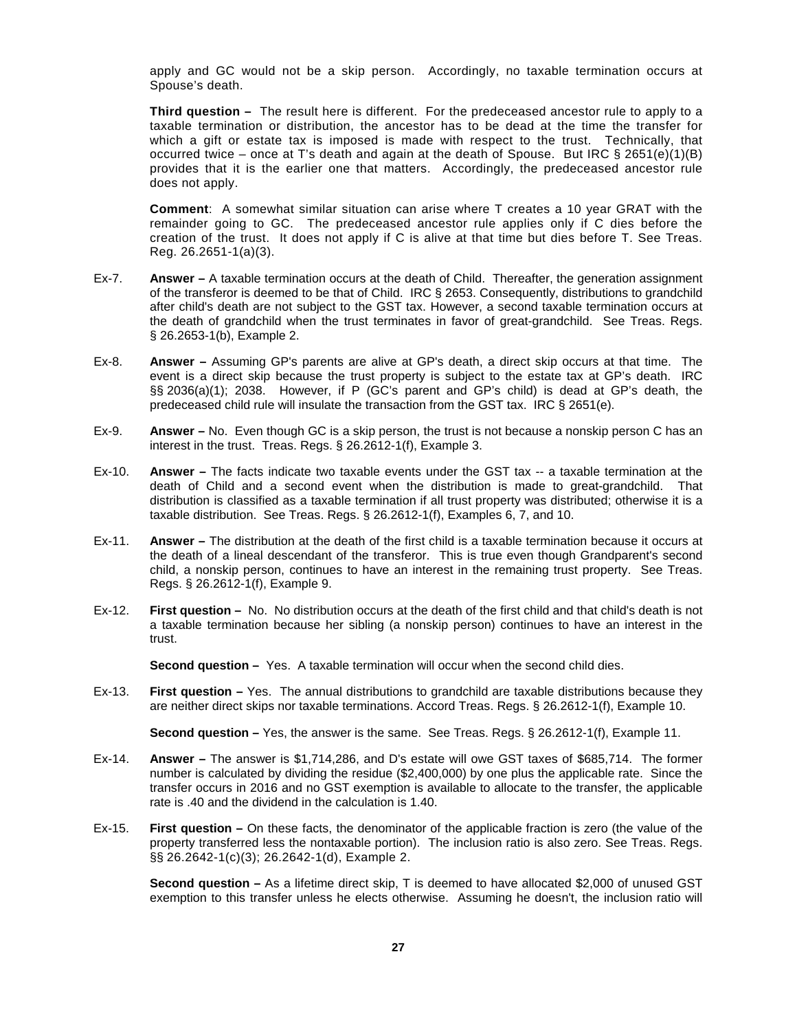apply and GC would not be a skip person. Accordingly, no taxable termination occurs at Spouse's death.

**Third question –** The result here is different. For the predeceased ancestor rule to apply to a taxable termination or distribution, the ancestor has to be dead at the time the transfer for which a gift or estate tax is imposed is made with respect to the trust. Technically, that occurred twice – once at T's death and again at the death of Spouse. But IRC § 2651(e)(1)(B) provides that it is the earlier one that matters. Accordingly, the predeceased ancestor rule does not apply.

**Comment**: A somewhat similar situation can arise where T creates a 10 year GRAT with the remainder going to GC. The predeceased ancestor rule applies only if C dies before the creation of the trust. It does not apply if C is alive at that time but dies before T. See Treas. Reg. 26.2651-1(a)(3).

Ex-7. **Answer –** A taxable termination occurs at the death of Child. Thereafter, the generation assignment of the transferor is deemed to be that of Child. IRC § 2653. Consequently, distributions to grandchild after child's death are not subject to the GST tax. However, a second taxable termination occurs at the death of grandchild when the trust terminates in favor of great-grandchild. See Treas. Regs. § 26.2653-1(b), Example 2.

Ex-8. **Answer –** Assuming GP's parents are alive at GP's death, a direct skip occurs at that time. The event is a direct skip because the trust property is subject to the estate tax at GP's death. IRC §§ 2036(a)(1); 2038. However, if P (GC's parent and GP's child) is dead at GP's death, the predeceased child rule will insulate the transaction from the GST tax. IRC § 2651(e).

Ex-9. **Answer –** No. Even though GC is a skip person, the trust is not because a nonskip person C has an interest in the trust. Treas. Regs. § 26.2612-1(f), Example 3.

Ex-10. **Answer –** The facts indicate two taxable events under the GST tax -- a taxable termination at the death of Child and a second event when the distribution is made to great-grandchild. That distribution is classified as a taxable termination if all trust property was distributed; otherwise it is a taxable distribution. See Treas. Regs. § 26.2612-1(f), Examples 6, 7, and 10.

Ex-11. **Answer –** The distribution at the death of the first child is a taxable termination because it occurs at the death of a lineal descendant of the transferor. This is true even though Grandparent's second child, a nonskip person, continues to have an interest in the remaining trust property. See Treas. Regs. § 26.2612-1(f), Example 9.

Ex-12. **First question –** No. No distribution occurs at the death of the first child and that child's death is not a taxable termination because her sibling (a nonskip person) continues to have an interest in the trust.

**Second question –** Yes. A taxable termination will occur when the second child dies.

Ex-13. **First question –** Yes. The annual distributions to grandchild are taxable distributions because they are neither direct skips nor taxable terminations. Accord Treas. Regs. § 26.2612-1(f), Example 10.

**Second question –** Yes, the answer is the same. See Treas. Regs. § 26.2612-1(f), Example 11.

Ex-14. **Answer –** The answer is $1,714,286, and D's estate will owe GST taxes of $685,714. The former number is calculated by dividing the residue ($2,400,000) by one plus the applicable rate. Since the transfer occurs in 2016 and no GST exemption is available to allocate to the transfer, the applicable rate is .40 and the dividend in the calculation is 1.40.

Ex-15. **First question –** On these facts, the denominator of the applicable fraction is zero (the value of the property transferred less the nontaxable portion). The inclusion ratio is also zero. See Treas. Regs. §§ 26.2642-1(c)(3); 26.2642-1(d), Example 2.

**Second question –** As a lifetime direct skip, T is deemed to have allocated $2,000 of unused GST exemption to this transfer unless he elects otherwise. Assuming he doesn't, the inclusion ratio will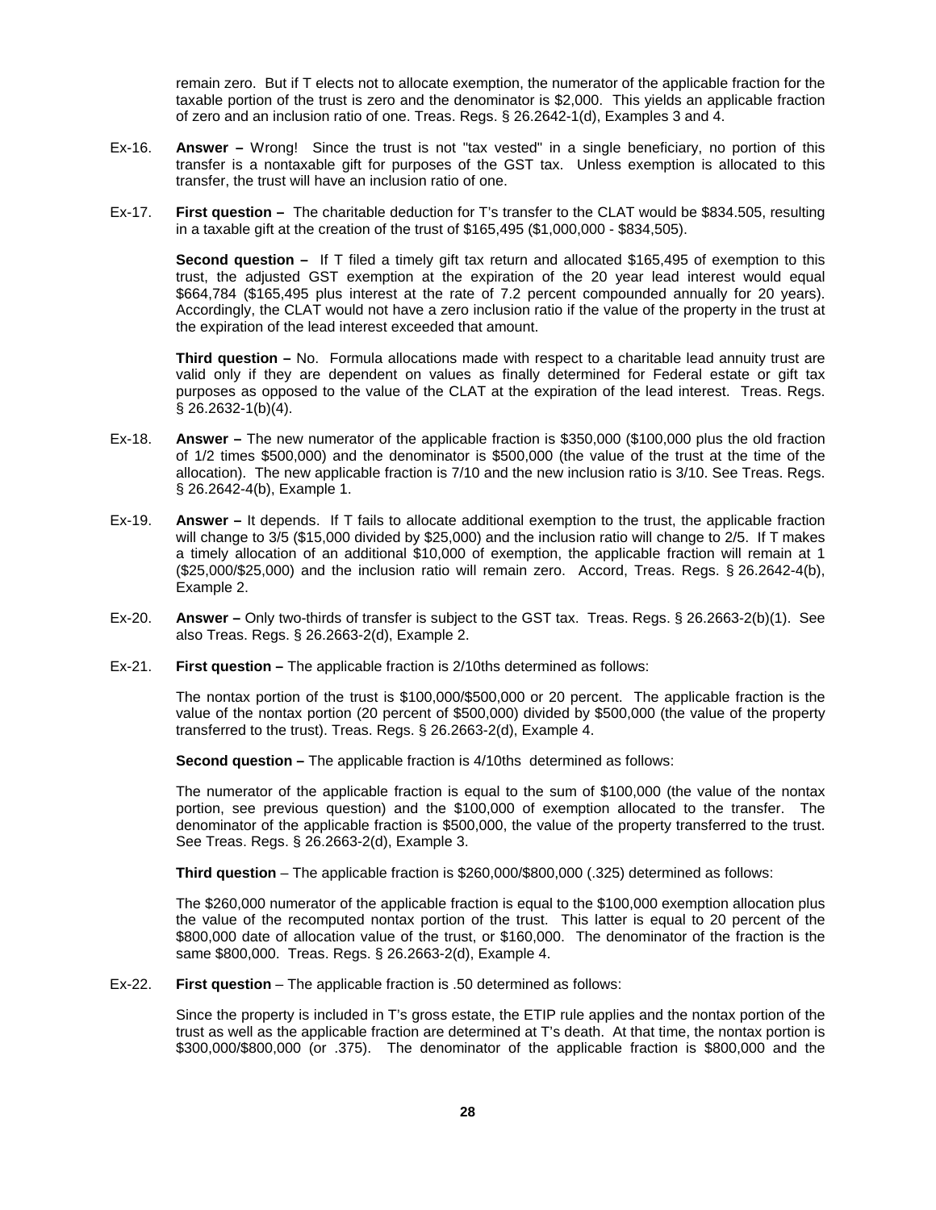remain zero. But if T elects not to allocate exemption, the numerator of the applicable fraction for the taxable portion of the trust is zero and the denominator is $2,000. This yields an applicable fraction of zero and an inclusion ratio of one. Treas. Regs. § 26.2642-1(d), Examples 3 and 4.

Ex-16. **Answer –** Wrong! Since the trust is not "tax vested" in a single beneficiary, no portion of this transfer is a nontaxable gift for purposes of the GST tax. Unless exemption is allocated to this transfer, the trust will have an inclusion ratio of one.

Ex-17. **First question –** The charitable deduction for T's transfer to the CLAT would be $834.505, resulting in a taxable gift at the creation of the trust of $165,495 ($1,000,000 - $834,505).

**Second question –** If T filed a timely gift tax return and allocated $165,495 of exemption to this trust, the adjusted GST exemption at the expiration of the 20 year lead interest would equal $664,784 ($165,495 plus interest at the rate of 7.2 percent compounded annually for 20 years). Accordingly, the CLAT would not have a zero inclusion ratio if the value of the property in the trust at the expiration of the lead interest exceeded that amount.

**Third question –** No. Formula allocations made with respect to a charitable lead annuity trust are valid only if they are dependent on values as finally determined for Federal estate or gift tax purposes as opposed to the value of the CLAT at the expiration of the lead interest. Treas. Regs. § 26.2632-1(b)(4).

Ex-18. **Answer –** The new numerator of the applicable fraction is $350,000 ($100,000 plus the old fraction of 1/2 times $500,000) and the denominator is $500,000 (the value of the trust at the time of the allocation). The new applicable fraction is 7/10 and the new inclusion ratio is 3/10. See Treas. Regs. § 26.2642-4(b), Example 1.

Ex-19. **Answer –** It depends. If T fails to allocate additional exemption to the trust, the applicable fraction will change to 3/5 ($15,000 divided by $25,000) and the inclusion ratio will change to 2/5. If T makes a timely allocation of an additional $10,000 of exemption, the applicable fraction will remain at 1 ($25,000/$25,000) and the inclusion ratio will remain zero. Accord, Treas. Regs. § 26.2642-4(b), Example 2.

Ex-20. **Answer –** Only two-thirds of transfer is subject to the GST tax. Treas. Regs. § 26.2663-2(b)(1). See also Treas. Regs. § 26.2663-2(d), Example 2.

Ex-21. **First question –** The applicable fraction is 2/10ths determined as follows:

The nontax portion of the trust is $100,000/$500,000 or 20 percent. The applicable fraction is the value of the nontax portion (20 percent of $500,000) divided by $500,000 (the value of the property transferred to the trust). Treas. Regs. § 26.2663-2(d), Example 4.

**Second question –** The applicable fraction is 4/10ths determined as follows:

The numerator of the applicable fraction is equal to the sum of $100,000 (the value of the nontax portion, see previous question) and the $100,000 of exemption allocated to the transfer. The denominator of the applicable fraction is $500,000, the value of the property transferred to the trust. See Treas. Regs. § 26.2663-2(d), Example 3.

**Third question** – The applicable fraction is $260,000/$800,000 (.325) determined as follows:

The $260,000 numerator of the applicable fraction is equal to the $100,000 exemption allocation plus the value of the recomputed nontax portion of the trust. This latter is equal to 20 percent of the $800,000 date of allocation value of the trust, or $160,000. The denominator of the fraction is the same $800,000. Treas. Regs. § 26.2663-2(d), Example 4.

Ex-22. **First question** – The applicable fraction is .50 determined as follows:

Since the property is included in T's gross estate, the ETIP rule applies and the nontax portion of the trust as well as the applicable fraction are determined at T's death. At that time, the nontax portion is $300,000/$800,000 (or .375). The denominator of the applicable fraction is $800,000 and the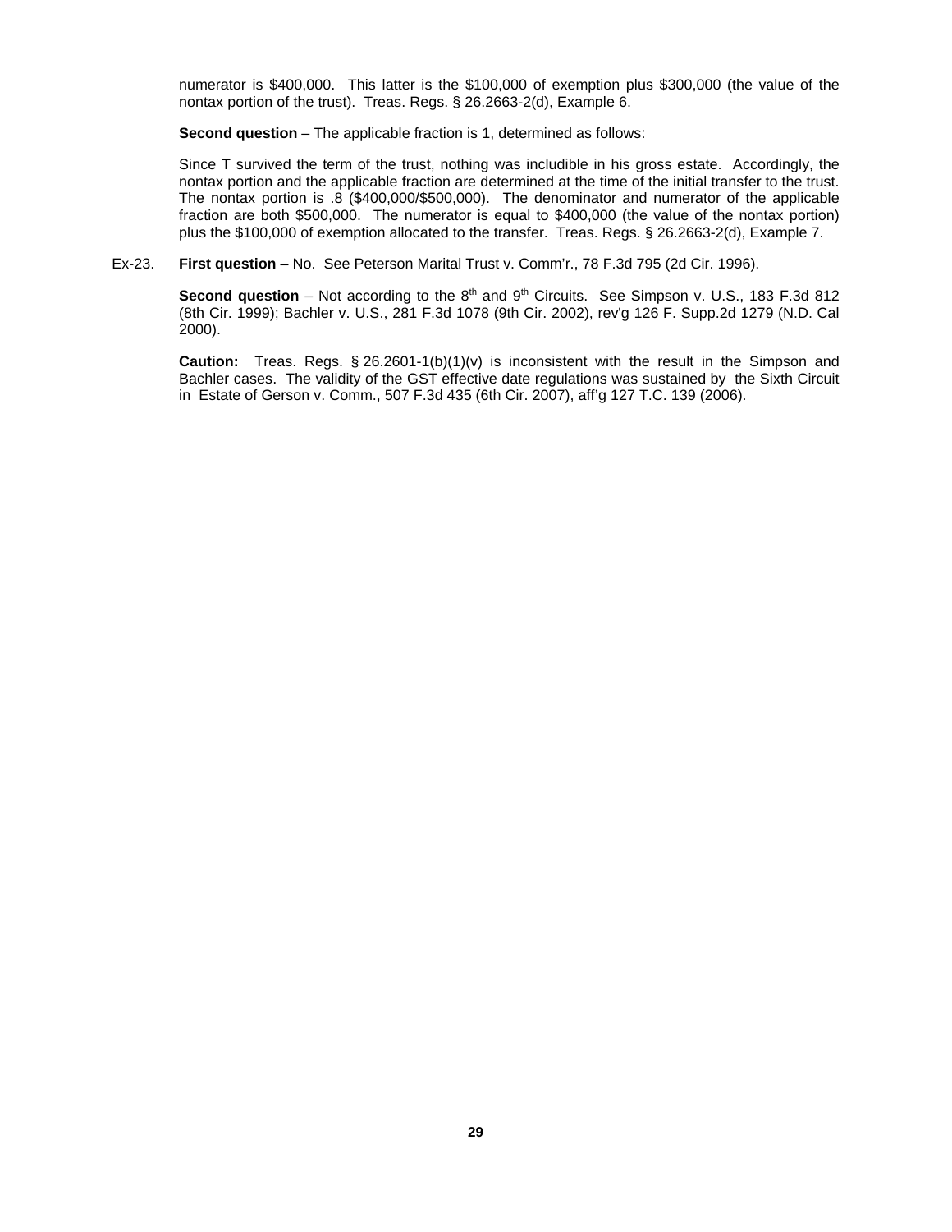numerator is $400,000. This latter is the $100,000 of exemption plus $300,000 (the value of the nontax portion of the trust). Treas. Regs. § 26.2663-2(d), Example 6.

**Second question** – The applicable fraction is 1, determined as follows:

Since T survived the term of the trust, nothing was includible in his gross estate. Accordingly, the nontax portion and the applicable fraction are determined at the time of the initial transfer to the trust. The nontax portion is .8 ($400,000/$500,000). The denominator and numerator of the applicable fraction are both $500,000. The numerator is equal to $400,000 (the value of the nontax portion) plus the $100,000 of exemption allocated to the transfer. Treas. Regs. § 26.2663-2(d), Example 7.

Ex-23. **First question** – No. See Peterson Marital Trust v. Comm'r., 78 F.3d 795 (2d Cir. 1996).

**Second question** – Not according to the 8th and 9th Circuits. See Simpson v. U.S., 183 F.3d 812 (8th Cir. 1999); Bachler v. U.S., 281 F.3d 1078 (9th Cir. 2002), rev'g 126 F. Supp.2d 1279 (N.D. Cal 2000).

**Caution:** Treas. Regs. § 26.2601-1(b)(1)(v) is inconsistent with the result in the Simpson and Bachler cases. The validity of the GST effective date regulations was sustained by the Sixth Circuit in Estate of Gerson v. Comm., 507 F.3d 435 (6th Cir. 2007), aff'g 127 T.C. 139 (2006).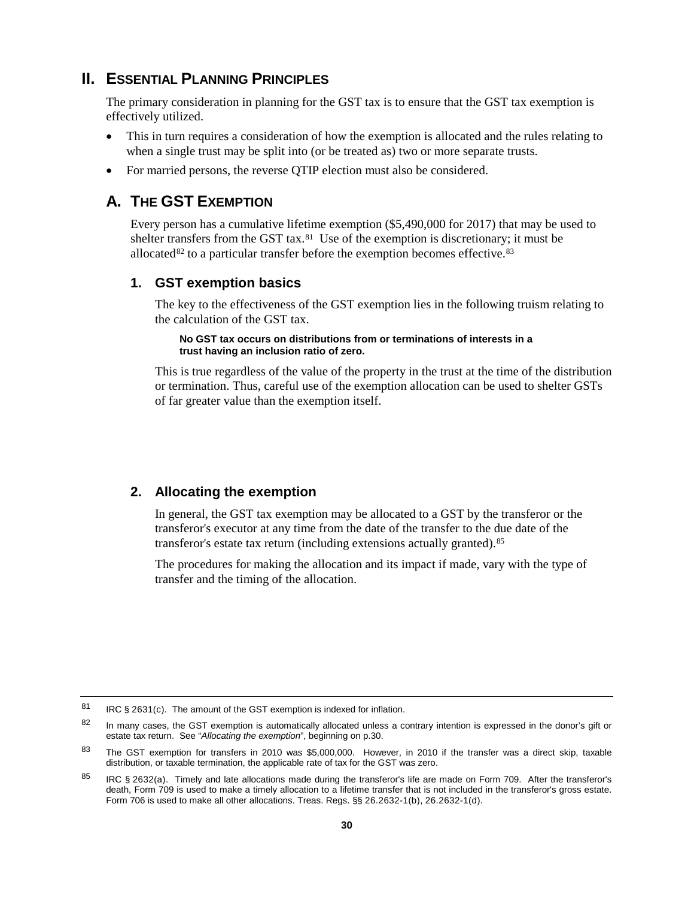# II. Essential Planning Principles

The primary consideration in planning for the GST tax is to ensure that the GST tax exemption is effectively utilized.

- This in turn requires a consideration of how the exemption is allocated and the rules relating to when a single trust may be split into (or be treated as) two or more separate trusts.
- For married persons, the reverse QTIP election must also be considered.

## A. The GST Exemption

Every person has a cumulative lifetime exemption ($5,490,000 for 2017) that may be used to shelter transfers from the GST tax.[81] Use of the exemption is discretionary; it must be allocated[82] to a particular transfer before the exemption becomes effective.[83]

### 1. GST exemption basics

The key to the effectiveness of the GST exemption lies in the following truism relating to the calculation of the GST tax.

**No GST tax occurs on distributions from or terminations of interests in a trust having an inclusion ratio of zero.**

This is true regardless of the value of the property in the trust at the time of the distribution or termination. Thus, careful use of the exemption allocation can be used to shelter GSTs of far greater value than the exemption itself.

### 2. Allocating the exemption

In general, the GST tax exemption may be allocated to a GST by the transferor or the transferor's executor at any time from the date of the transfer to the due date of the transferor's estate tax return (including extensions actually granted).[85]

The procedures for making the allocation and its impact if made, vary with the type of transfer and the timing of the allocation.

---

[81] IRC § 2631(c). The amount of the GST exemption is indexed for inflation.

[82] In many cases, the GST exemption is automatically allocated unless a contrary intention is expressed in the donor's gift or estate tax return. See "*Allocating the exemption*", beginning on p.30.

[83] The GST exemption for transfers in 2010 was $5,000,000. However, in 2010 if the transfer was a direct skip, taxable distribution, or taxable termination, the applicable rate of tax for the GST was zero.

[85] IRC § 2632(a). Timely and late allocations made during the transferor's life are made on Form 709. After the transferor's death, Form 709 is used to make a timely allocation to a lifetime transfer that is not included in the transferor's gross estate. Form 706 is used to make all other allocations. Treas. Regs. §§ 26.2632-1(b), 26.2632-1(d).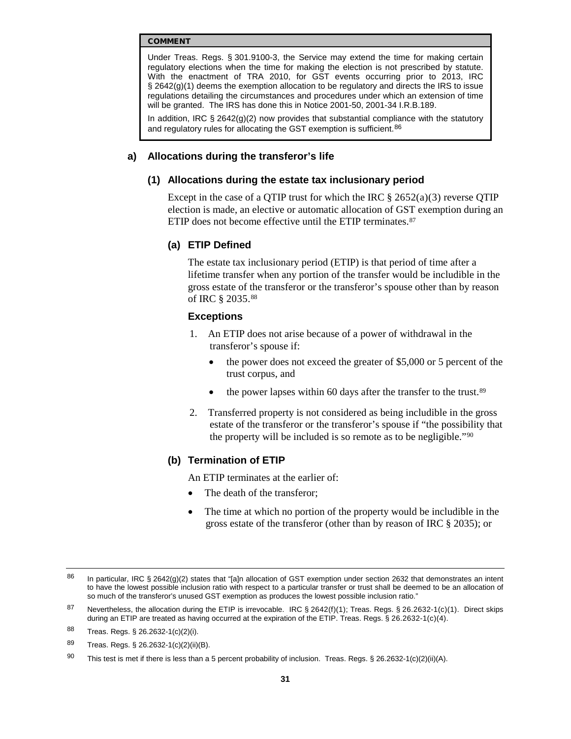> **COMMENT**
>
> Under Treas. Regs. § 301.9100-3, the Service may extend the time for making certain regulatory elections when the time for making the election is not prescribed by statute. With the enactment of TRA 2010, for GST events occurring prior to 2013, IRC § 2642(g)(1) deems the exemption allocation to be regulatory and directs the IRS to issue regulations detailing the circumstances and procedures under which an extension of time will be granted. The IRS has done this in Notice 2001-50, 2001-34 I.R.B.189.
>
> In addition, IRC § 2642(g)(2) now provides that substantial compliance with the statutory and regulatory rules for allocating the GST exemption is sufficient.[86]

### a) Allocations during the transferor's life

#### (1) Allocations during the estate tax inclusionary period

Except in the case of a QTIP trust for which the IRC § 2652(a)(3) reverse QTIP election is made, an elective or automatic allocation of GST exemption during an ETIP does not become effective until the ETIP terminates.[87]

##### (a) ETIP Defined

The estate tax inclusionary period (ETIP) is that period of time after a lifetime transfer when any portion of the transfer would be includible in the gross estate of the transferor or the transferor's spouse other than by reason of IRC § 2035.[88]

**Exceptions**

1. An ETIP does not arise because of a power of withdrawal in the transferor's spouse if:
   - the power does not exceed the greater of $5,000 or 5 percent of the trust corpus, and
   - the power lapses within 60 days after the transfer to the trust.[89]
2. Transferred property is not considered as being includible in the gross estate of the transferor or the transferor's spouse if "the possibility that the property will be included is so remote as to be negligible."[90]

##### (b) Termination of ETIP

An ETIP terminates at the earlier of:

- The death of the transferor;
- The time at which no portion of the property would be includible in the gross estate of the transferor (other than by reason of IRC § 2035); or

---

[86] In particular, IRC § 2642(g)(2) states that "[a]n allocation of GST exemption under section 2632 that demonstrates an intent to have the lowest possible inclusion ratio with respect to a particular transfer or trust shall be deemed to be an allocation of so much of the transferor's unused GST exemption as produces the lowest possible inclusion ratio."

[87] Nevertheless, the allocation during the ETIP is irrevocable. IRC § 2642(f)(1); Treas. Regs. § 26.2632-1(c)(1). Direct skips during an ETIP are treated as having occurred at the expiration of the ETIP. Treas. Regs. § 26.2632-1(c)(4).

[88] Treas. Regs. § 26.2632-1(c)(2)(i).

[89] Treas. Regs. § 26.2632-1(c)(2)(ii)(B).

[90] This test is met if there is less than a 5 percent probability of inclusion. Treas. Regs. § 26.2632-1(c)(2)(ii)(A).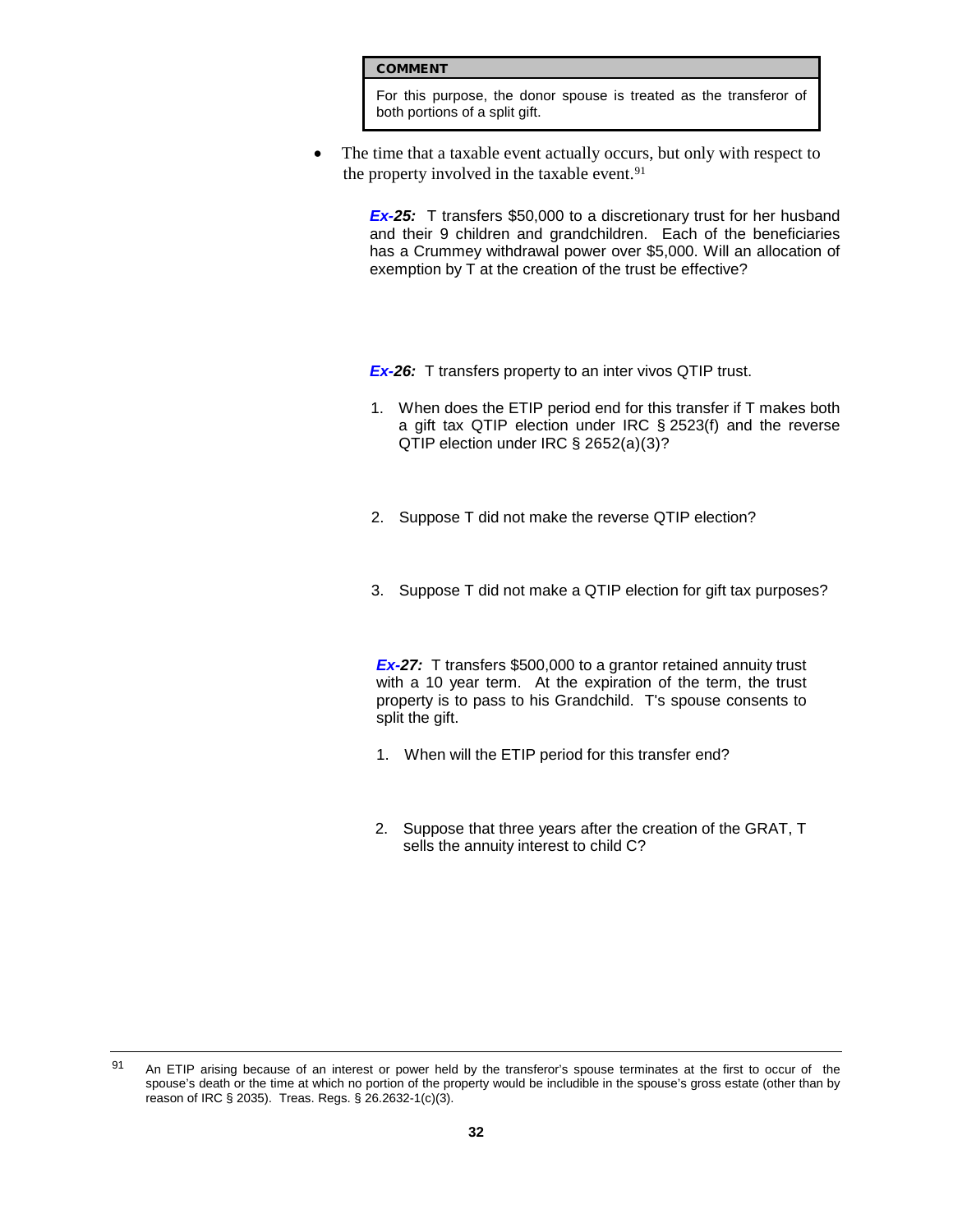| COMMENT |
| --- |
| For this purpose, the donor spouse is treated as the transferor of both portions of a split gift. |

- The time that a taxable event actually occurs, but only with respect to the property involved in the taxable event.[91]

***Ex-25:*** T transfers $50,000 to a discretionary trust for her husband and their 9 children and grandchildren. Each of the beneficiaries has a Crummey withdrawal power over $5,000. Will an allocation of exemption by T at the creation of the trust be effective?

***Ex-26:*** T transfers property to an inter vivos QTIP trust.

1. When does the ETIP period end for this transfer if T makes both a gift tax QTIP election under IRC § 2523(f) and the reverse QTIP election under IRC § 2652(a)(3)?

2. Suppose T did not make the reverse QTIP election?

3. Suppose T did not make a QTIP election for gift tax purposes?

***Ex-27:*** T transfers $500,000 to a grantor retained annuity trust with a 10 year term. At the expiration of the term, the trust property is to pass to his Grandchild. T's spouse consents to split the gift.

1. When will the ETIP period for this transfer end?

2. Suppose that three years after the creation of the GRAT, T sells the annuity interest to child C?

---

[91] An ETIP arising because of an interest or power held by the transferor's spouse terminates at the first to occur of the spouse's death or the time at which no portion of the property would be includible in the spouse's gross estate (other than by reason of IRC § 2035). Treas. Regs. § 26.2632-1(c)(3).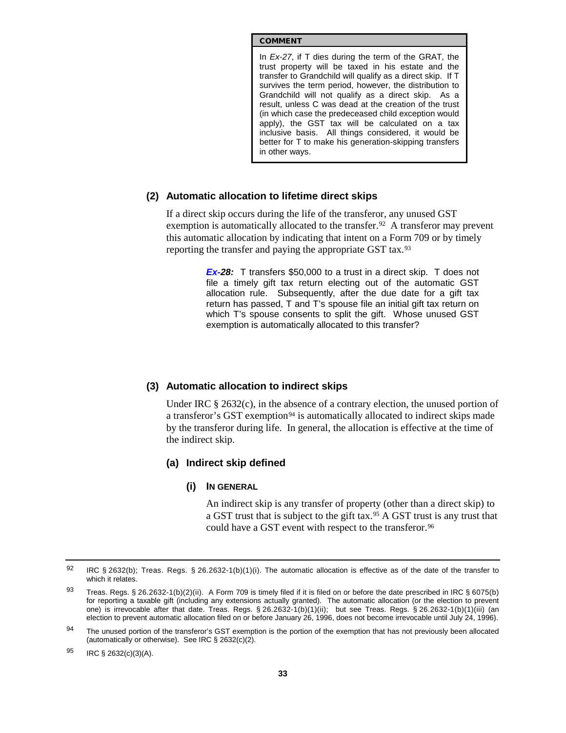> **COMMENT**
>
> In *Ex-27*, if T dies during the term of the GRAT, the trust property will be taxed in his estate and the transfer to Grandchild will qualify as a direct skip. If T survives the term period, however, the distribution to Grandchild will not qualify as a direct skip. As a result, unless C was dead at the creation of the trust (in which case the predeceased child exception would apply), the GST tax will be calculated on a tax inclusive basis. All things considered, it would be better for T to make his generation-skipping transfers in other ways.

### (2) Automatic allocation to lifetime direct skips

If a direct skip occurs during the life of the transferor, any unused GST exemption is automatically allocated to the transfer.[92] A transferor may prevent this automatic allocation by indicating that intent on a Form 709 or by timely reporting the transfer and paying the appropriate GST tax.[93]

> ***Ex-28:*** T transfers $50,000 to a trust in a direct skip. T does not file a timely gift tax return electing out of the automatic GST allocation rule. Subsequently, after the due date for a gift tax return has passed, T and T's spouse file an initial gift tax return on which T's spouse consents to split the gift. Whose unused GST exemption is automatically allocated to this transfer?

### (3) Automatic allocation to indirect skips

Under IRC § 2632(c), in the absence of a contrary election, the unused portion of a transferor's GST exemption[94] is automatically allocated to indirect skips made by the transferor during life. In general, the allocation is effective at the time of the indirect skip.

#### (a) Indirect skip defined

##### (i) IN GENERAL

An indirect skip is any transfer of property (other than a direct skip) to a GST trust that is subject to the gift tax.[95] A GST trust is any trust that could have a GST event with respect to the transferor.[96]

---

[92] IRC § 2632(b); Treas. Regs. § 26.2632-1(b)(1)(i). The automatic allocation is effective as of the date of the transfer to which it relates.

[93] Treas. Regs. § 26.2632-1(b)(2)(ii). A Form 709 is timely filed if it is filed on or before the date prescribed in IRC § 6075(b) for reporting a taxable gift (including any extensions actually granted). The automatic allocation (or the election to prevent one) is irrevocable after that date. Treas. Regs. § 26.2632-1(b)(1)(ii); but see Treas. Regs. § 26.2632-1(b)(1)(iii) (an election to prevent automatic allocation filed on or before January 26, 1996, does not become irrevocable until July 24, 1996).

[94] The unused portion of the transferor's GST exemption is the portion of the exemption that has not previously been allocated (automatically or otherwise). See IRC § 2632(c)(2).

[95] IRC § 2632(c)(3)(A).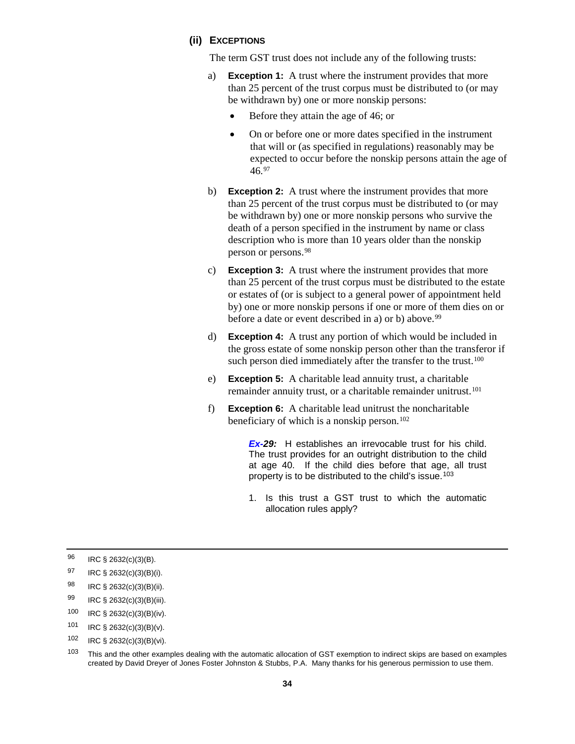### (ii) EXCEPTIONS

The term GST trust does not include any of the following trusts:

a) **Exception 1:** A trust where the instrument provides that more than 25 percent of the trust corpus must be distributed to (or may be withdrawn by) one or more nonskip persons:

- Before they attain the age of 46; or
- On or before one or more dates specified in the instrument that will or (as specified in regulations) reasonably may be expected to occur before the nonskip persons attain the age of 46.[97]

b) **Exception 2:** A trust where the instrument provides that more than 25 percent of the trust corpus must be distributed to (or may be withdrawn by) one or more nonskip persons who survive the death of a person specified in the instrument by name or class description who is more than 10 years older than the nonskip person or persons.[98]

c) **Exception 3:** A trust where the instrument provides that more than 25 percent of the trust corpus must be distributed to the estate or estates of (or is subject to a general power of appointment held by) one or more nonskip persons if one or more of them dies on or before a date or event described in a) or b) above.[99]

d) **Exception 4:** A trust any portion of which would be included in the gross estate of some nonskip person other than the transferor if such person died immediately after the transfer to the trust.[100]

e) **Exception 5:** A charitable lead annuity trust, a charitable remainder annuity trust, or a charitable remainder unitrust.[101]

f) **Exception 6:** A charitable lead unitrust the noncharitable beneficiary of which is a nonskip person.[102]

> ***Ex-29:*** H establishes an irrevocable trust for his child. The trust provides for an outright distribution to the child at age 40. If the child dies before that age, all trust property is to be distributed to the child's issue.[103]
>
> 1. Is this trust a GST trust to which the automatic allocation rules apply?

---

[96] IRC § 2632(c)(3)(B).

[97] IRC § 2632(c)(3)(B)(i).

[98] IRC § 2632(c)(3)(B)(ii).

[99] IRC § 2632(c)(3)(B)(iii).

[100] IRC § 2632(c)(3)(B)(iv).

[101] IRC § 2632(c)(3)(B)(v).

[102] IRC § 2632(c)(3)(B)(vi).

[103] This and the other examples dealing with the automatic allocation of GST exemption to indirect skips are based on examples created by David Dreyer of Jones Foster Johnston & Stubbs, P.A. Many thanks for his generous permission to use them.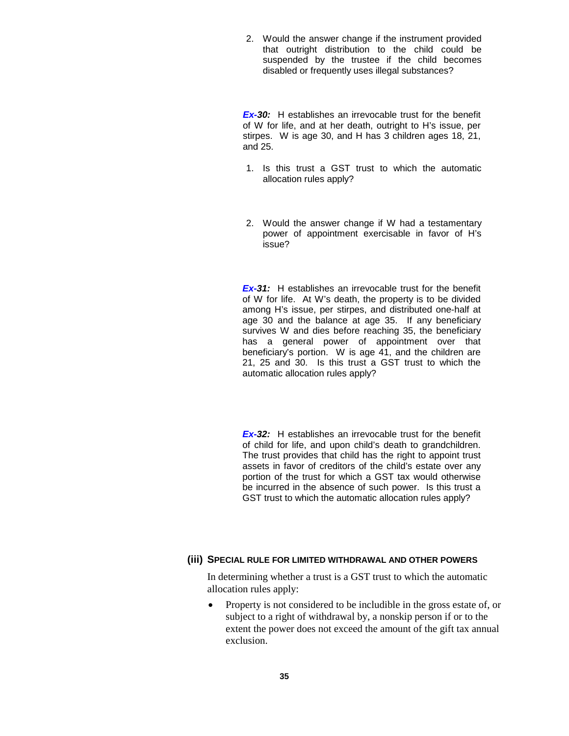2. Would the answer change if the instrument provided that outright distribution to the child could be suspended by the trustee if the child becomes disabled or frequently uses illegal substances?

***Ex-30:*** H establishes an irrevocable trust for the benefit of W for life, and at her death, outright to H's issue, per stirpes. W is age 30, and H has 3 children ages 18, 21, and 25.

1. Is this trust a GST trust to which the automatic allocation rules apply?

2. Would the answer change if W had a testamentary power of appointment exercisable in favor of H's issue?

***Ex-31:*** H establishes an irrevocable trust for the benefit of W for life. At W's death, the property is to be divided among H's issue, per stirpes, and distributed one-half at age 30 and the balance at age 35. If any beneficiary survives W and dies before reaching 35, the beneficiary has a general power of appointment over that beneficiary's portion. W is age 41, and the children are 21, 25 and 30. Is this trust a GST trust to which the automatic allocation rules apply?

***Ex-32:*** H establishes an irrevocable trust for the benefit of child for life, and upon child's death to grandchildren. The trust provides that child has the right to appoint trust assets in favor of creditors of the child's estate over any portion of the trust for which a GST tax would otherwise be incurred in the absence of such power. Is this trust a GST trust to which the automatic allocation rules apply?

### (iii) SPECIAL RULE FOR LIMITED WITHDRAWAL AND OTHER POWERS

In determining whether a trust is a GST trust to which the automatic allocation rules apply:

- Property is not considered to be includible in the gross estate of, or subject to a right of withdrawal by, a nonskip person if or to the extent the power does not exceed the amount of the gift tax annual exclusion.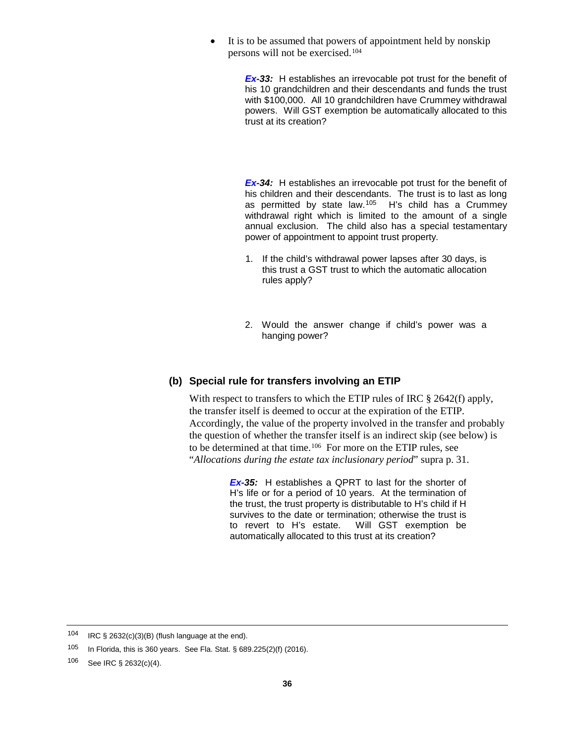- It is to be assumed that powers of appointment held by nonskip persons will not be exercised.[104]

> ***Ex-33:*** H establishes an irrevocable pot trust for the benefit of his 10 grandchildren and their descendants and funds the trust with $100,000. All 10 grandchildren have Crummey withdrawal powers. Will GST exemption be automatically allocated to this trust at its creation?

> ***Ex-34:*** H establishes an irrevocable pot trust for the benefit of his children and their descendants. The trust is to last as long as permitted by state law.[105] H's child has a Crummey withdrawal right which is limited to the amount of a single annual exclusion. The child also has a special testamentary power of appointment to appoint trust property.
>
> 1. If the child's withdrawal power lapses after 30 days, is this trust a GST trust to which the automatic allocation rules apply?
>
> 2. Would the answer change if child's power was a hanging power?

### (b) Special rule for transfers involving an ETIP

With respect to transfers to which the ETIP rules of IRC § 2642(f) apply, the transfer itself is deemed to occur at the expiration of the ETIP. Accordingly, the value of the property involved in the transfer and probably the question of whether the transfer itself is an indirect skip (see below) is to be determined at that time.[106] For more on the ETIP rules, see "*Allocations during the estate tax inclusionary period*" supra p. 31.

> ***Ex-35:*** H establishes a QPRT to last for the shorter of H's life or for a period of 10 years. At the termination of the trust, the trust property is distributable to H's child if H survives to the date or termination; otherwise the trust is to revert to H's estate. Will GST exemption be automatically allocated to this trust at its creation?

---

[104] IRC § 2632(c)(3)(B) (flush language at the end).

[105] In Florida, this is 360 years. See Fla. Stat. § 689.225(2)(f) (2016).

[106] See IRC § 2632(c)(4).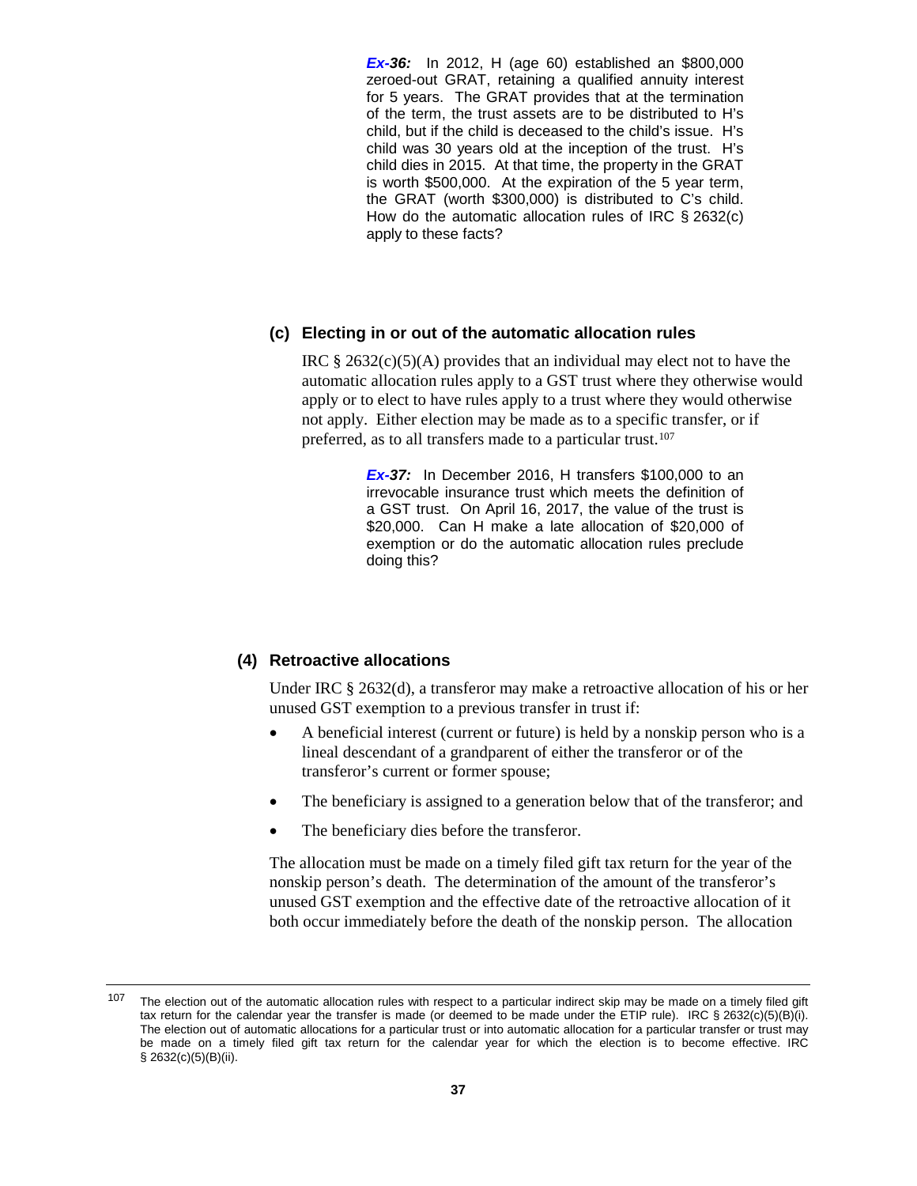***Ex-36:*** In 2012, H (age 60) established an $800,000 zeroed-out GRAT, retaining a qualified annuity interest for 5 years. The GRAT provides that at the termination of the term, the trust assets are to be distributed to H's child, but if the child is deceased to the child's issue. H's child was 30 years old at the inception of the trust. H's child dies in 2015. At that time, the property in the GRAT is worth $500,000. At the expiration of the 5 year term, the GRAT (worth $300,000) is distributed to C's child. How do the automatic allocation rules of IRC § 2632(c) apply to these facts?

### (c) Electing in or out of the automatic allocation rules

IRC § 2632(c)(5)(A) provides that an individual may elect not to have the automatic allocation rules apply to a GST trust where they otherwise would apply or to elect to have rules apply to a trust where they would otherwise not apply. Either election may be made as to a specific transfer, or if preferred, as to all transfers made to a particular trust.[107]

***Ex-37:*** In December 2016, H transfers $100,000 to an irrevocable insurance trust which meets the definition of a GST trust. On April 16, 2017, the value of the trust is $20,000. Can H make a late allocation of $20,000 of exemption or do the automatic allocation rules preclude doing this?

## (4) Retroactive allocations

Under IRC § 2632(d), a transferor may make a retroactive allocation of his or her unused GST exemption to a previous transfer in trust if:

- A beneficial interest (current or future) is held by a nonskip person who is a lineal descendant of a grandparent of either the transferor or of the transferor's current or former spouse;
- The beneficiary is assigned to a generation below that of the transferor; and
- The beneficiary dies before the transferor.

The allocation must be made on a timely filed gift tax return for the year of the nonskip person's death. The determination of the amount of the transferor's unused GST exemption and the effective date of the retroactive allocation of it both occur immediately before the death of the nonskip person. The allocation

---

[107] The election out of the automatic allocation rules with respect to a particular indirect skip may be made on a timely filed gift tax return for the calendar year the transfer is made (or deemed to be made under the ETIP rule). IRC § 2632(c)(5)(B)(i). The election out of automatic allocations for a particular trust or into automatic allocation for a particular transfer or trust may be made on a timely filed gift tax return for the calendar year for which the election is to become effective. IRC § 2632(c)(5)(B)(ii).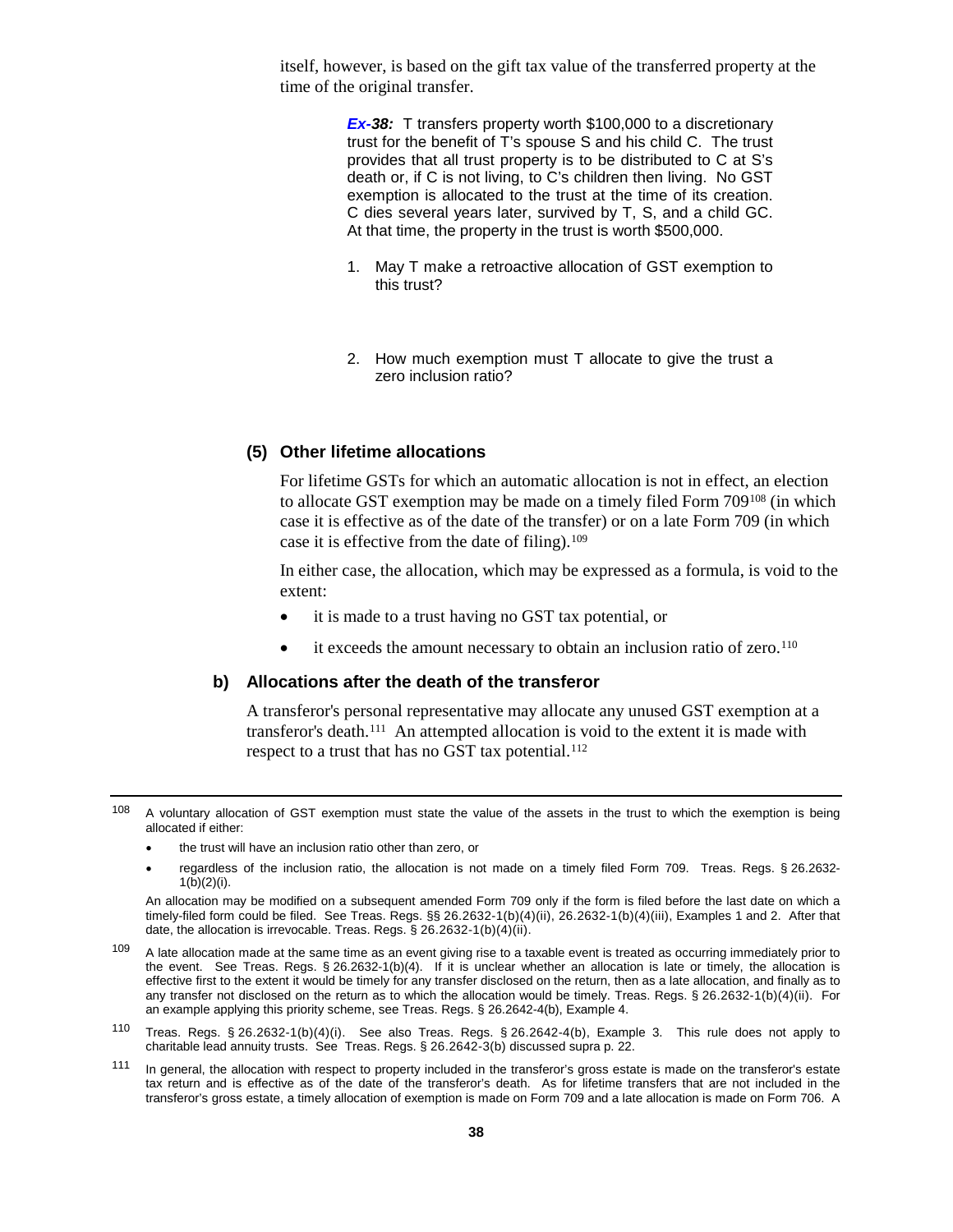itself, however, is based on the gift tax value of the transferred property at the time of the original transfer.

> ***Ex-38:*** T transfers property worth $100,000 to a discretionary trust for the benefit of T's spouse S and his child C. The trust provides that all trust property is to be distributed to C at S's death or, if C is not living, to C's children then living. No GST exemption is allocated to the trust at the time of its creation. C dies several years later, survived by T, S, and a child GC. At that time, the property in the trust is worth $500,000.
>
> 1. May T make a retroactive allocation of GST exemption to this trust?
>
> 2. How much exemption must T allocate to give the trust a zero inclusion ratio?

#### (5) Other lifetime allocations

For lifetime GSTs for which an automatic allocation is not in effect, an election to allocate GST exemption may be made on a timely filed Form 709[108] (in which case it is effective as of the date of the transfer) or on a late Form 709 (in which case it is effective from the date of filing).[109]

In either case, the allocation, which may be expressed as a formula, is void to the extent:

- it is made to a trust having no GST tax potential, or
- it exceeds the amount necessary to obtain an inclusion ratio of zero.[110]

### b) Allocations after the death of the transferor

A transferor's personal representative may allocate any unused GST exemption at a transferor's death.[111] An attempted allocation is void to the extent it is made with respect to a trust that has no GST tax potential.[112]

---

[108] A voluntary allocation of GST exemption must state the value of the assets in the trust to which the exemption is being allocated if either:

- the trust will have an inclusion ratio other than zero, or
- regardless of the inclusion ratio, the allocation is not made on a timely filed Form 709. Treas. Regs. § 26.2632-1(b)(2)(i).

An allocation may be modified on a subsequent amended Form 709 only if the form is filed before the last date on which a timely-filed form could be filed. See Treas. Regs. §§ 26.2632-1(b)(4)(ii), 26.2632-1(b)(4)(iii), Examples 1 and 2. After that date, the allocation is irrevocable. Treas. Regs. § 26.2632-1(b)(4)(ii).

[109] A late allocation made at the same time as an event giving rise to a taxable event is treated as occurring immediately prior to the event. See Treas. Regs. § 26.2632-1(b)(4). If it is unclear whether an allocation is late or timely, the allocation is effective first to the extent it would be timely for any transfer disclosed on the return, then as a late allocation, and finally as to any transfer not disclosed on the return as to which the allocation would be timely. Treas. Regs. § 26.2632-1(b)(4)(ii). For an example applying this priority scheme, see Treas. Regs. § 26.2642-4(b), Example 4.

[110] Treas. Regs. § 26.2632-1(b)(4)(i). See also Treas. Regs. § 26.2642-4(b), Example 3. This rule does not apply to charitable lead annuity trusts. See Treas. Regs. § 26.2642-3(b) discussed supra p. 22.

[111] In general, the allocation with respect to property included in the transferor's gross estate is made on the transferor's estate tax return and is effective as of the date of the transferor's death. As for lifetime transfers that are not included in the transferor's gross estate, a timely allocation of exemption is made on Form 709 and a late allocation is made on Form 706. A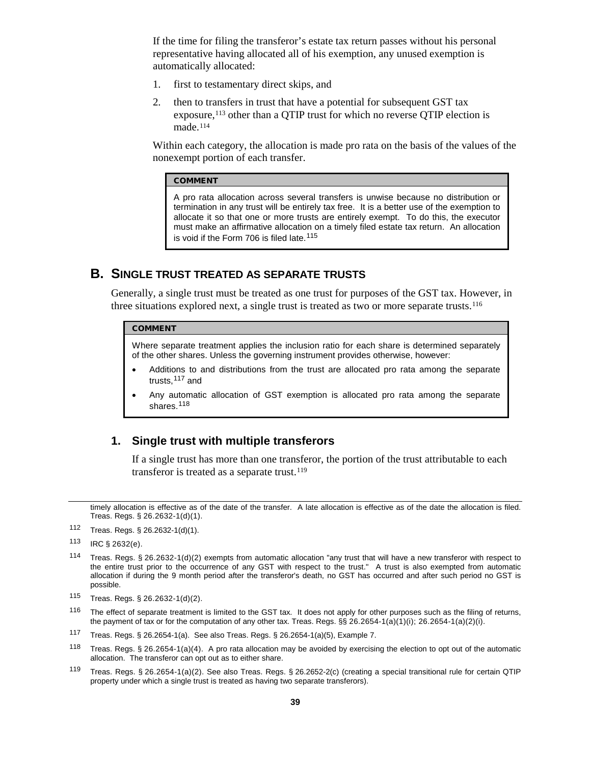If the time for filing the transferor's estate tax return passes without his personal representative having allocated all of his exemption, any unused exemption is automatically allocated:

1. first to testamentary direct skips, and
2. then to transfers in trust that have a potential for subsequent GST tax exposure,[113] other than a QTIP trust for which no reverse QTIP election is made.[114]

Within each category, the allocation is made pro rata on the basis of the values of the nonexempt portion of each transfer.

> **COMMENT**
>
> A pro rata allocation across several transfers is unwise because no distribution or termination in any trust will be entirely tax free. It is a better use of the exemption to allocate it so that one or more trusts are entirely exempt. To do this, the executor must make an affirmative allocation on a timely filed estate tax return. An allocation is void if the Form 706 is filed late.[115]

## B. SINGLE TRUST TREATED AS SEPARATE TRUSTS

Generally, a single trust must be treated as one trust for purposes of the GST tax. However, in three situations explored next, a single trust is treated as two or more separate trusts.[116]

> **COMMENT**
>
> Where separate treatment applies the inclusion ratio for each share is determined separately of the other shares. Unless the governing instrument provides otherwise, however:
>
> - Additions to and distributions from the trust are allocated pro rata among the separate trusts,[117] and
> - Any automatic allocation of GST exemption is allocated pro rata among the separate shares.[118]

### 1. Single trust with multiple transferors

If a single trust has more than one transferor, the portion of the trust attributable to each transferor is treated as a separate trust.[119]

---

timely allocation is effective as of the date of the transfer. A late allocation is effective as of the date the allocation is filed. Treas. Regs. § 26.2632-1(d)(1).

[112] Treas. Regs. § 26.2632-1(d)(1).

[113] IRC § 2632(e).

[114] Treas. Regs. § 26.2632-1(d)(2) exempts from automatic allocation "any trust that will have a new transferor with respect to the entire trust prior to the occurrence of any GST with respect to the trust." A trust is also exempted from automatic allocation if during the 9 month period after the transferor's death, no GST has occurred and after such period no GST is possible.

[115] Treas. Regs. § 26.2632-1(d)(2).

[116] The effect of separate treatment is limited to the GST tax. It does not apply for other purposes such as the filing of returns, the payment of tax or for the computation of any other tax. Treas. Regs. §§ 26.2654-1(a)(1)(i); 26.2654-1(a)(2)(i).

[117] Treas. Regs. § 26.2654-1(a). See also Treas. Regs. § 26.2654-1(a)(5), Example 7.

[118] Treas. Regs. § 26.2654-1(a)(4). A pro rata allocation may be avoided by exercising the election to opt out of the automatic allocation. The transferor can opt out as to either share.

[119] Treas. Regs. § 26.2654-1(a)(2). See also Treas. Regs. § 26.2652-2(c) (creating a special transitional rule for certain QTIP property under which a single trust is treated as having two separate transferors).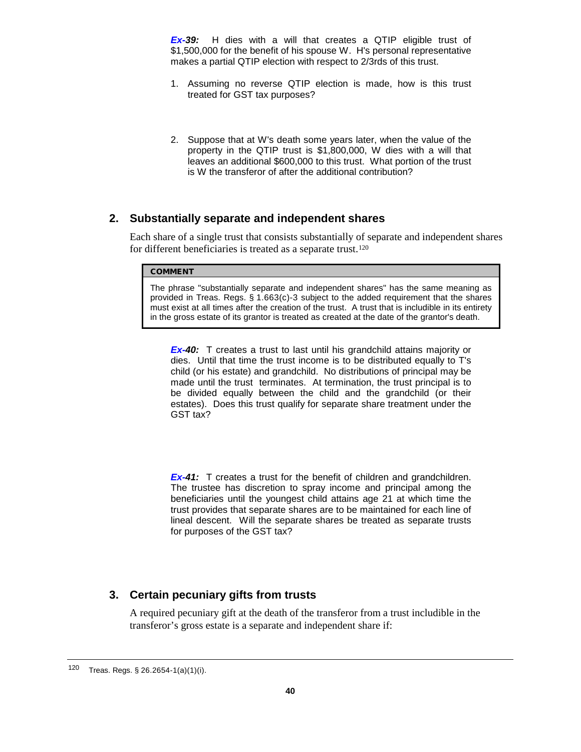***Ex-39:*** H dies with a will that creates a QTIP eligible trust of $1,500,000 for the benefit of his spouse W. H's personal representative makes a partial QTIP election with respect to 2/3rds of this trust.

1. Assuming no reverse QTIP election is made, how is this trust treated for GST tax purposes?

2. Suppose that at W's death some years later, when the value of the property in the QTIP trust is $1,800,000, W dies with a will that leaves an additional $600,000 to this trust. What portion of the trust is W the transferor of after the additional contribution?

## 2. Substantially separate and independent shares

Each share of a single trust that consists substantially of separate and independent shares for different beneficiaries is treated as a separate trust.[120]

> **COMMENT**
>
> The phrase "substantially separate and independent shares" has the same meaning as provided in Treas. Regs. § 1.663(c)-3 subject to the added requirement that the shares must exist at all times after the creation of the trust. A trust that is includible in its entirety in the gross estate of its grantor is treated as created at the date of the grantor's death.

***Ex-40:*** T creates a trust to last until his grandchild attains majority or dies. Until that time the trust income is to be distributed equally to T's child (or his estate) and grandchild. No distributions of principal may be made until the trust terminates. At termination, the trust principal is to be divided equally between the child and the grandchild (or their estates). Does this trust qualify for separate share treatment under the GST tax?

***Ex-41:*** T creates a trust for the benefit of children and grandchildren. The trustee has discretion to spray income and principal among the beneficiaries until the youngest child attains age 21 at which time the trust provides that separate shares are to be maintained for each line of lineal descent. Will the separate shares be treated as separate trusts for purposes of the GST tax?

## 3. Certain pecuniary gifts from trusts

A required pecuniary gift at the death of the transferor from a trust includible in the transferor's gross estate is a separate and independent share if:

---

[120] Treas. Regs. § 26.2654-1(a)(1)(i).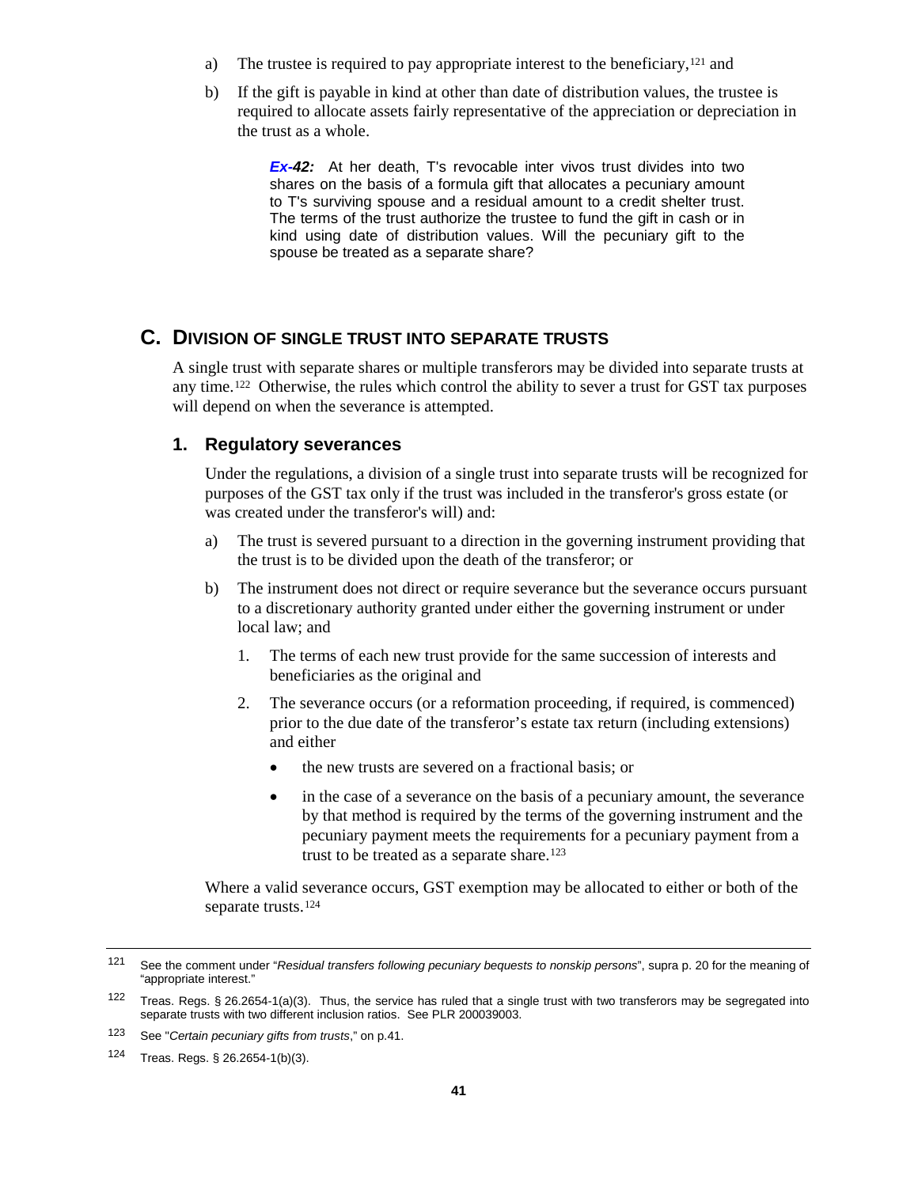a) The trustee is required to pay appropriate interest to the beneficiary,[121] and

b) If the gift is payable in kind at other than date of distribution values, the trustee is required to allocate assets fairly representative of the appreciation or depreciation in the trust as a whole.

> ***Ex-42:*** At her death, T's revocable inter vivos trust divides into two shares on the basis of a formula gift that allocates a pecuniary amount to T's surviving spouse and a residual amount to a credit shelter trust. The terms of the trust authorize the trustee to fund the gift in cash or in kind using date of distribution values. Will the pecuniary gift to the spouse be treated as a separate share?

## C. DIVISION OF SINGLE TRUST INTO SEPARATE TRUSTS

A single trust with separate shares or multiple transferors may be divided into separate trusts at any time.[122] Otherwise, the rules which control the ability to sever a trust for GST tax purposes will depend on when the severance is attempted.

### 1. Regulatory severances

Under the regulations, a division of a single trust into separate trusts will be recognized for purposes of the GST tax only if the trust was included in the transferor's gross estate (or was created under the transferor's will) and:

a) The trust is severed pursuant to a direction in the governing instrument providing that the trust is to be divided upon the death of the transferor; or

b) The instrument does not direct or require severance but the severance occurs pursuant to a discretionary authority granted under either the governing instrument or under local law; and

   1. The terms of each new trust provide for the same succession of interests and beneficiaries as the original and

   2. The severance occurs (or a reformation proceeding, if required, is commenced) prior to the due date of the transferor's estate tax return (including extensions) and either

      - the new trusts are severed on a fractional basis; or
      - in the case of a severance on the basis of a pecuniary amount, the severance by that method is required by the terms of the governing instrument and the pecuniary payment meets the requirements for a pecuniary payment from a trust to be treated as a separate share.[123]

Where a valid severance occurs, GST exemption may be allocated to either or both of the separate trusts.[124]

---

[121] See the comment under "*Residual transfers following pecuniary bequests to nonskip persons*", supra p. 20 for the meaning of "appropriate interest."

[122] Treas. Regs. § 26.2654-1(a)(3). Thus, the service has ruled that a single trust with two transferors may be segregated into separate trusts with two different inclusion ratios. See PLR 200039003.

[123] See "*Certain pecuniary gifts from trusts*," on p.41.

[124] Treas. Regs. § 26.2654-1(b)(3).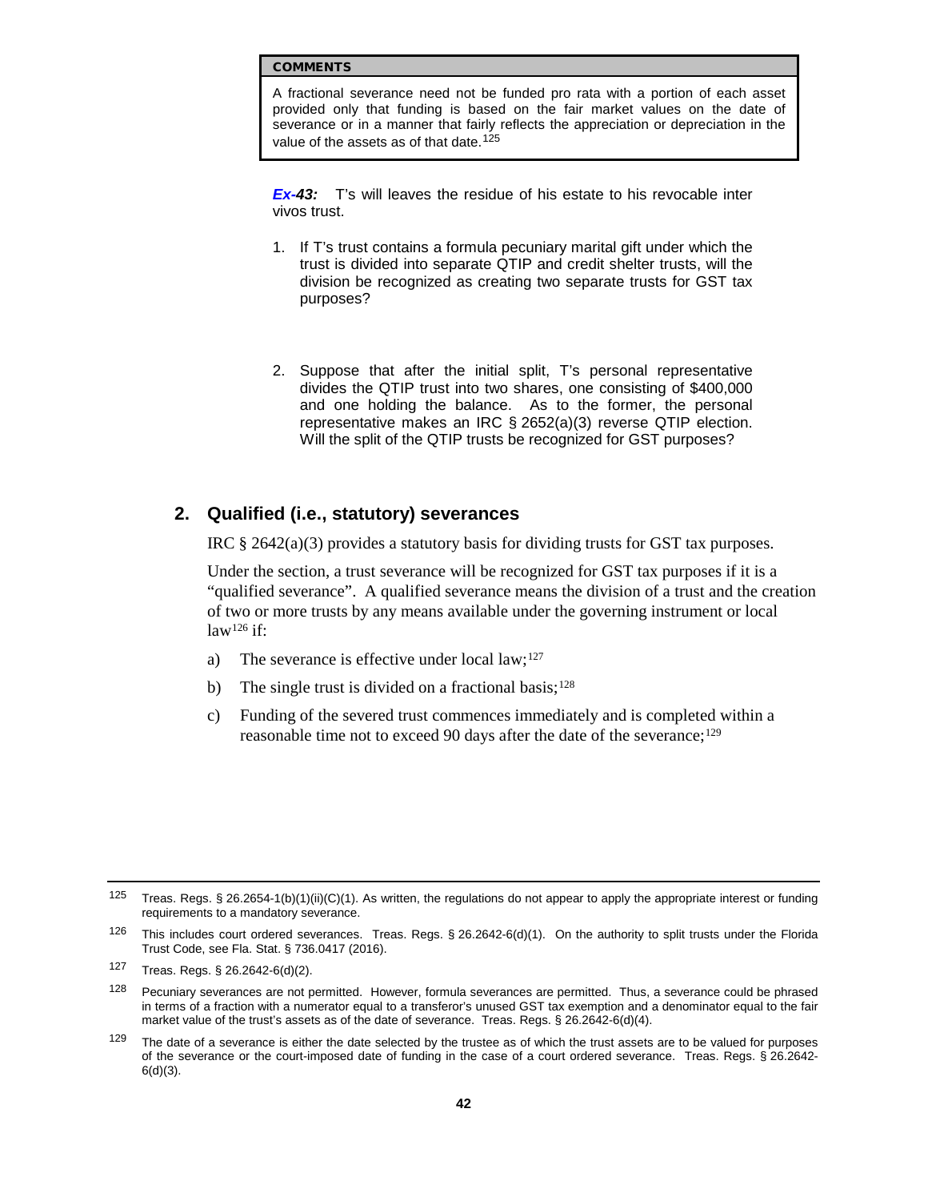> **COMMENTS**
>
> A fractional severance need not be funded pro rata with a portion of each asset provided only that funding is based on the fair market values on the date of severance or in a manner that fairly reflects the appreciation or depreciation in the value of the assets as of that date.[125]

***Ex-43:*** T's will leaves the residue of his estate to his revocable inter vivos trust.

1. If T's trust contains a formula pecuniary marital gift under which the trust is divided into separate QTIP and credit shelter trusts, will the division be recognized as creating two separate trusts for GST tax purposes?

2. Suppose that after the initial split, T's personal representative divides the QTIP trust into two shares, one consisting of $400,000 and one holding the balance. As to the former, the personal representative makes an IRC § 2652(a)(3) reverse QTIP election. Will the split of the QTIP trusts be recognized for GST purposes?

## 2. Qualified (i.e., statutory) severances

IRC § 2642(a)(3) provides a statutory basis for dividing trusts for GST tax purposes.

Under the section, a trust severance will be recognized for GST tax purposes if it is a "qualified severance". A qualified severance means the division of a trust and the creation of two or more trusts by any means available under the governing instrument or local law[126] if:

a) The severance is effective under local law;[127]

b) The single trust is divided on a fractional basis;[128]

c) Funding of the severed trust commences immediately and is completed within a reasonable time not to exceed 90 days after the date of the severance;[129]

---

[125] Treas. Regs. § 26.2654-1(b)(1)(ii)(C)(1). As written, the regulations do not appear to apply the appropriate interest or funding requirements to a mandatory severance.

[126] This includes court ordered severances. Treas. Regs. § 26.2642-6(d)(1). On the authority to split trusts under the Florida Trust Code, see Fla. Stat. § 736.0417 (2016).

[127] Treas. Regs. § 26.2642-6(d)(2).

[128] Pecuniary severances are not permitted. However, formula severances are permitted. Thus, a severance could be phrased in terms of a fraction with a numerator equal to a transferor's unused GST tax exemption and a denominator equal to the fair market value of the trust's assets as of the date of severance. Treas. Regs. § 26.2642-6(d)(4).

[129] The date of a severance is either the date selected by the trustee as of which the trust assets are to be valued for purposes of the severance or the court-imposed date of funding in the case of a court ordered severance. Treas. Regs. § 26.2642-6(d)(3).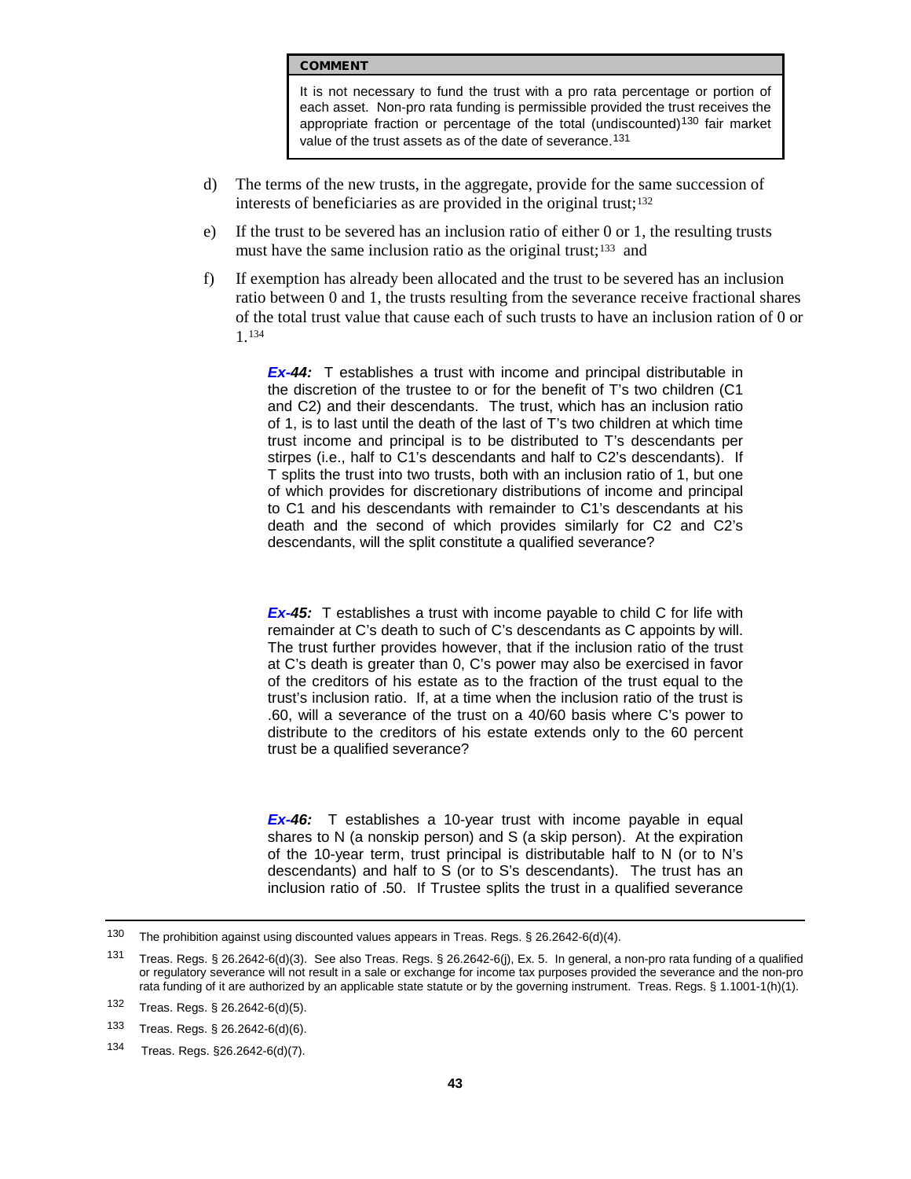> **COMMENT**
>
> It is not necessary to fund the trust with a pro rata percentage or portion of each asset. Non-pro rata funding is permissible provided the trust receives the appropriate fraction or percentage of the total (undiscounted)[130] fair market value of the trust assets as of the date of severance.[131]

d) The terms of the new trusts, in the aggregate, provide for the same succession of interests of beneficiaries as are provided in the original trust;[132]

e) If the trust to be severed has an inclusion ratio of either 0 or 1, the resulting trusts must have the same inclusion ratio as the original trust;[133] and

f) If exemption has already been allocated and the trust to be severed has an inclusion ratio between 0 and 1, the trusts resulting from the severance receive fractional shares of the total trust value that cause each of such trusts to have an inclusion ration of 0 or 1.[134]

> ***Ex-44:*** T establishes a trust with income and principal distributable in the discretion of the trustee to or for the benefit of T's two children (C1 and C2) and their descendants. The trust, which has an inclusion ratio of 1, is to last until the death of the last of T's two children at which time trust income and principal is to be distributed to T's descendants per stirpes (i.e., half to C1's descendants and half to C2's descendants). If T splits the trust into two trusts, both with an inclusion ratio of 1, but one of which provides for discretionary distributions of income and principal to C1 and his descendants with remainder to C1's descendants at his death and the second of which provides similarly for C2 and C2's descendants, will the split constitute a qualified severance?

> ***Ex-45:*** T establishes a trust with income payable to child C for life with remainder at C's death to such of C's descendants as C appoints by will. The trust further provides however, that if the inclusion ratio of the trust at C's death is greater than 0, C's power may also be exercised in favor of the creditors of his estate as to the fraction of the trust equal to the trust's inclusion ratio. If, at a time when the inclusion ratio of the trust is .60, will a severance of the trust on a 40/60 basis where C's power to distribute to the creditors of his estate extends only to the 60 percent trust be a qualified severance?

> ***Ex-46:*** T establishes a 10-year trust with income payable in equal shares to N (a nonskip person) and S (a skip person). At the expiration of the 10-year term, trust principal is distributable half to N (or to N's descendants) and half to S (or to S's descendants). The trust has an inclusion ratio of .50. If Trustee splits the trust in a qualified severance

---

[130] The prohibition against using discounted values appears in Treas. Regs. § 26.2642-6(d)(4).

[131] Treas. Regs. § 26.2642-6(d)(3). See also Treas. Regs. § 26.2642-6(j), Ex. 5. In general, a non-pro rata funding of a qualified or regulatory severance will not result in a sale or exchange for income tax purposes provided the severance and the non-pro rata funding of it are authorized by an applicable state statute or by the governing instrument. Treas. Regs. § 1.1001-1(h)(1).

[132] Treas. Regs. § 26.2642-6(d)(5).

[133] Treas. Regs. § 26.2642-6(d)(6).

[134] Treas. Regs. §26.2642-6(d)(7).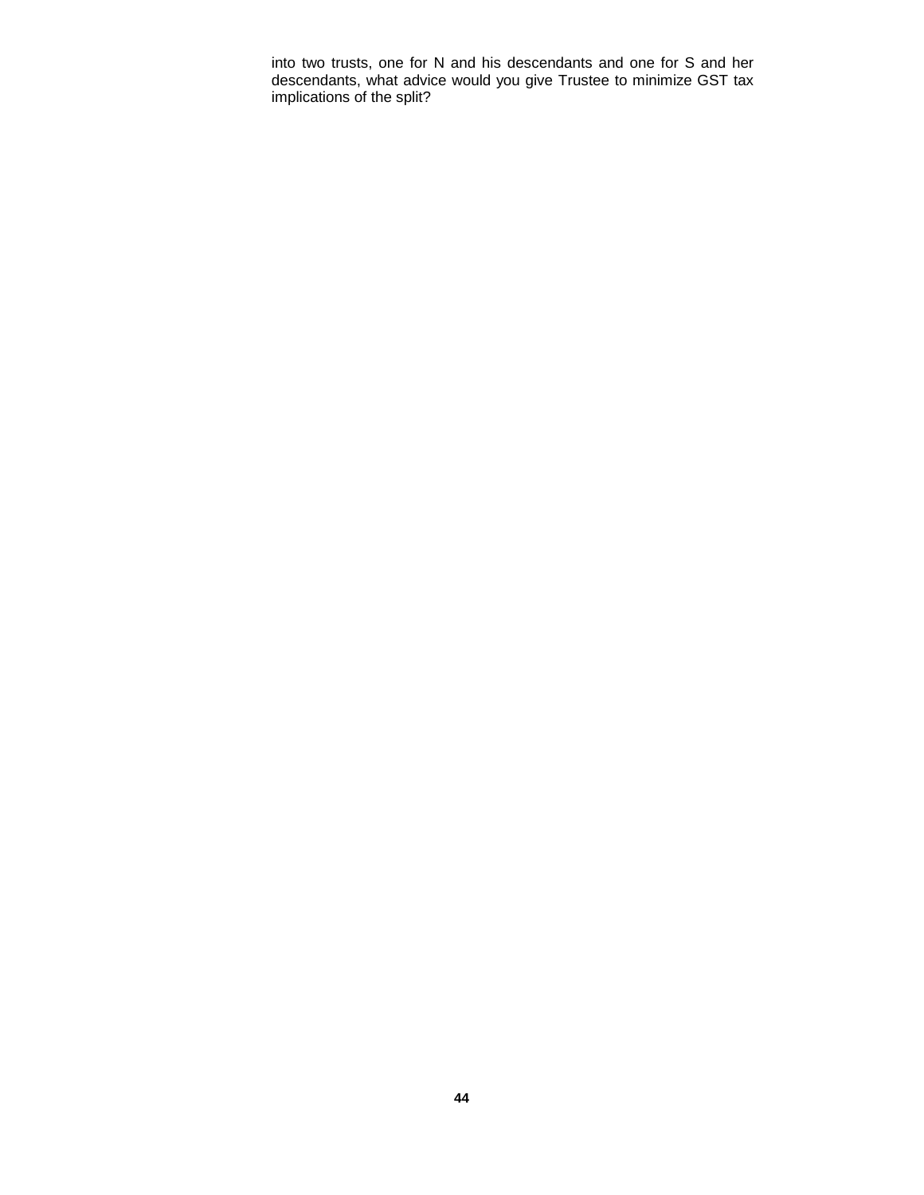into two trusts, one for N and his descendants and one for S and her descendants, what advice would you give Trustee to minimize GST tax implications of the split?